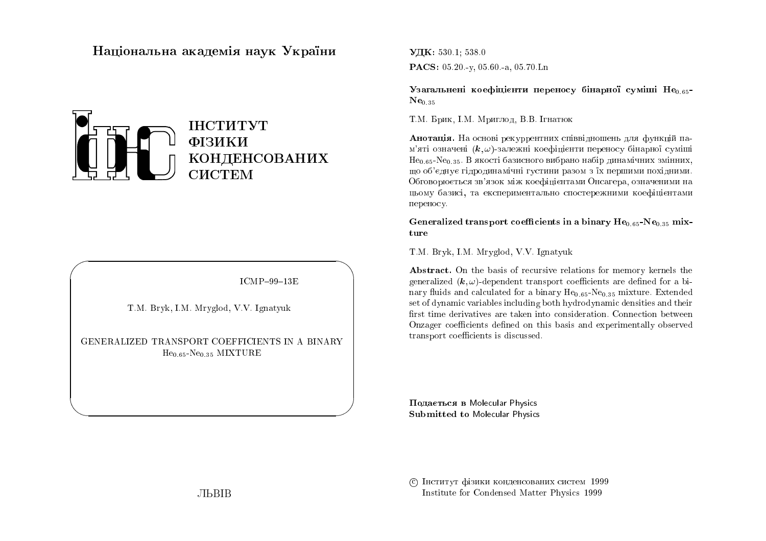Національна академія наук України

ІНСТИТУТ
ФІЗИКИ
КОНДЕНСОВАНИХ
СИСТЕМ

ICMP–99–13E

T.M. Bryk, I.M. Mryglod, V.V. Ignatyuk

GENERALIZED TRANSPORT COEFFICIENTS IN A BINARY $He_{0.65}$-$Ne_{0.35}$ MIXTURE

ЛЬВІВ

**УДК:** 530.1; 538.0

**PACS:** 05.20.-y, 05.60.-a, 05.70.Ln

**Узагальнені коефіцієнти переносу бінарної суміші $He_{0.65}$-$Ne_{0.35}$**

Т.М. Брик, І.М. Мриглод, В.В. Ігнатюк

**Анотація.** На основі рекуррентних співвідношень для функцій пам'яті означені $(\boldsymbol{k},\omega)$-залежні коефіцієнти переносу бінарної суміші $He_{0.65}$-$Ne_{0.35}$. В якості базисного вибрано набір динамічних змінних, що об'єднує гідродинамічні густини разом з їх першими похідними. Обговорюється зв'язок між коефіцієнтами Онсагера, означеними на цьому базисі, та експериментально спостережними коефіцієнтами переносу.

**Generalized transport coefficients in a binary $He_{0.65}$-$Ne_{0.35}$ mixture**

T.M. Bryk, I.M. Mryglod, V.V. Ignatyuk

**Abstract.** On the basis of recursive relations for memory kernels the generalized $(\boldsymbol{k},\omega)$-dependent transport coefficients are defined for a binary fluids and calculated for a binary $He_{0.65}$-$Ne_{0.35}$ mixture. Extended set of dynamic variables including both hydrodynamic densities and their first time derivatives are taken into consideration. Connection between Onzager coefficients defined on this basis and experimentally observed transport coefficients is discussed.

**Подається в** Molecular Physics
**Submitted to** Molecular Physics

© Інститут фізики конденсованих систем 1999
Institute for Condensed Matter Physics 1999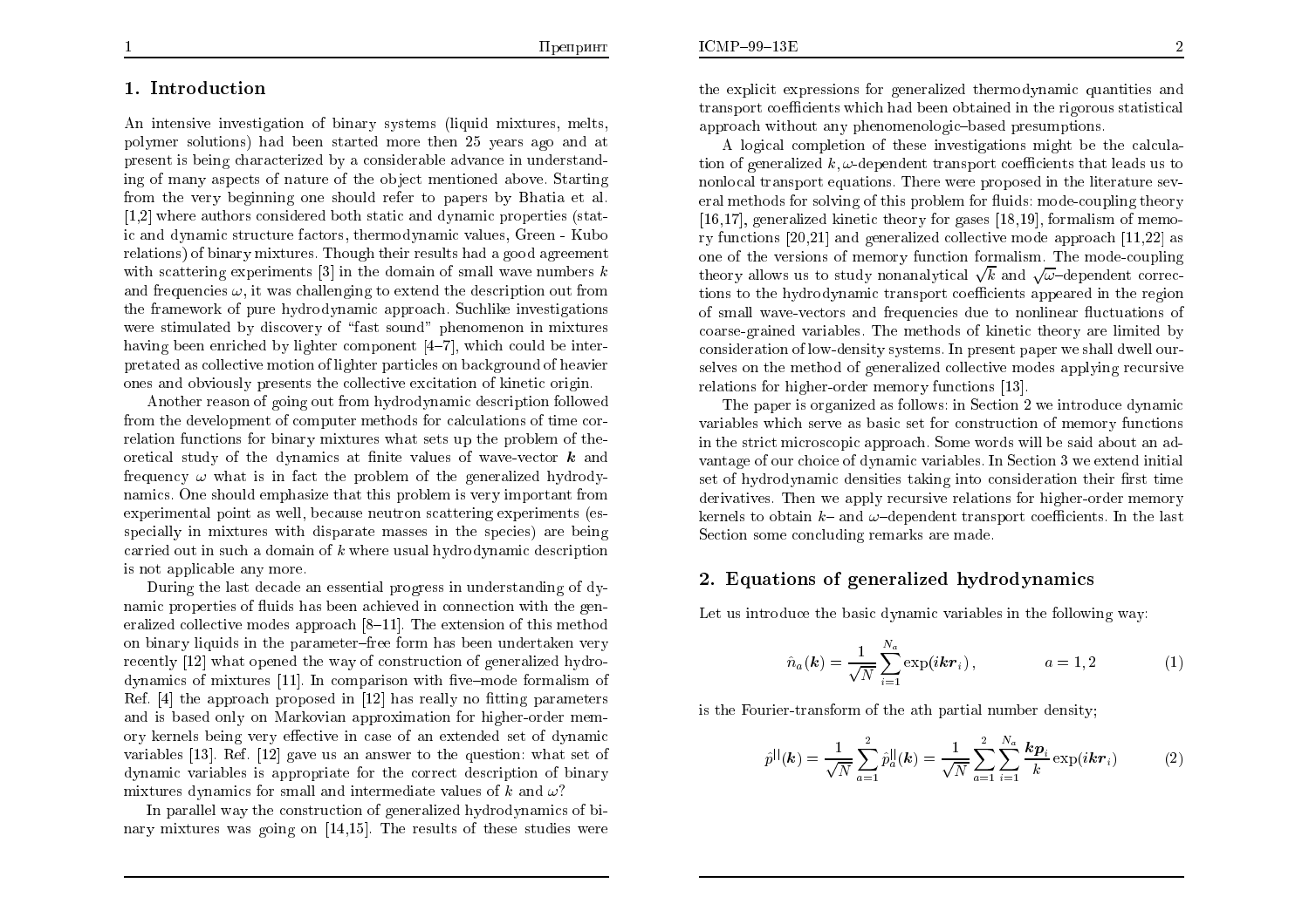## 1. Introduction

An intensive investigation of binary systems (liquid mixtures, melts, polymer solutions) had been started more then 25 years ago and at present is being characterized by a considerable advance in understanding of many aspects of nature of the object mentioned above. Starting from the very beginning one should refer to papers by Bhatia et al. [1,2] where authors considered both static and dynamic properties (static and dynamic structure factors, thermodynamic values, Green - Kubo relations) of binary mixtures. Though their results had a good agreement with scattering experiments [3] in the domain of small wave numbers $k$ and frequencies $\omega$, it was challenging to extend the description out from the framework of pure hydrodynamic approach. Suchlike investigations were stimulated by discovery of "fast sound" phenomenon in mixtures having been enriched by lighter component [4–7], which could be interpretated as collective motion of lighter particles on background of heavier ones and obviously presents the collective excitation of kinetic origin.

Another reason of going out from hydrodynamic description followed from the development of computer methods for calculations of time correlation functions for binary mixtures what sets up the problem of theoretical study of the dynamics at finite values of wave-vector $\boldsymbol{k}$ and frequency $\omega$ what is in fact the problem of the generalized hydrodynamics. One should emphasize that this problem is very important from experimental point as well, because neutron scattering experiments (esspecially in mixtures with disparate masses in the species) are being carried out in such a domain of $k$ where usual hydrodynamic description is not applicable any more.

During the last decade an essential progress in understanding of dynamic properties of fluids has been achieved in connection with the generalized collective modes approach [8–11]. The extension of this method on binary liquids in the parameter–free form has been undertaken very recently [12] what opened the way of construction of generalized hydrodynamics of mixtures [11]. In comparison with five–mode formalism of Ref. [4] the approach proposed in [12] has really no fitting parameters and is based only on Markovian approximation for higher-order memory kernels being very effective in case of an extended set of dynamic variables [13]. Ref. [12] gave us an answer to the question: what set of dynamic variables is appropriate for the correct description of binary mixtures dynamics for small and intermediate values of $k$ and $\omega$?

In parallel way the construction of generalized hydrodynamics of binary mixtures was going on [14,15]. The results of these studies were the explicit expressions for generalized thermodynamic quantities and transport coefficients which had been obtained in the rigorous statistical approach without any phenomenologic–based presumptions.

A logical completion of these investigations might be the calculation of generalized $k,\omega$-dependent transport coefficients that leads us to nonlocal transport equations. There were proposed in the literature several methods for solving of this problem for fluids: mode-coupling theory [16,17], generalized kinetic theory for gases [18,19], formalism of memory functions [20,21] and generalized collective mode approach [11,22] as one of the versions of memory function formalism. The mode-coupling theory allows us to study nonanalytical $\sqrt{k}$ and $\sqrt{\omega}$–dependent corrections to the hydrodynamic transport coefficients appeared in the region of small wave-vectors and frequencies due to nonlinear fluctuations of coarse-grained variables. The methods of kinetic theory are limited by consideration of low-density systems. In present paper we shall dwell ourselves on the method of generalized collective modes applying recursive relations for higher-order memory functions [13].

The paper is organized as follows: in Section 2 we introduce dynamic variables which serve as basic set for construction of memory functions in the strict microscopic approach. Some words will be said about an advantage of our choice of dynamic variables. In Section 3 we extend initial set of hydrodynamic densities taking into consideration their first time derivatives. Then we apply recursive relations for higher-order memory kernels to obtain $k$– and $\omega$–dependent transport coefficients. In the last Section some concluding remarks are made.

## 2. Equations of generalized hydrodynamics

Let us introduce the basic dynamic variables in the following way:

$$\hat{n}_a(\boldsymbol{k}) = \frac{1}{\sqrt{N}} \sum_{i=1}^{N_a} \exp(i\boldsymbol{k}\boldsymbol{r}_i), \qquad a = 1,2 \tag{1}$$

is the Fourier-transform of the ath partial number density;

$$\hat{p}^{||}(\boldsymbol{k}) = \frac{1}{\sqrt{N}} \sum_{a=1}^{2} \hat{p}_a^{||}(\boldsymbol{k}) = \frac{1}{\sqrt{N}} \sum_{a=1}^{2} \sum_{i=1}^{N_a} \frac{\boldsymbol{k}\boldsymbol{p}_i}{k} \exp(i\boldsymbol{k}\boldsymbol{r}_i) \tag{2}$$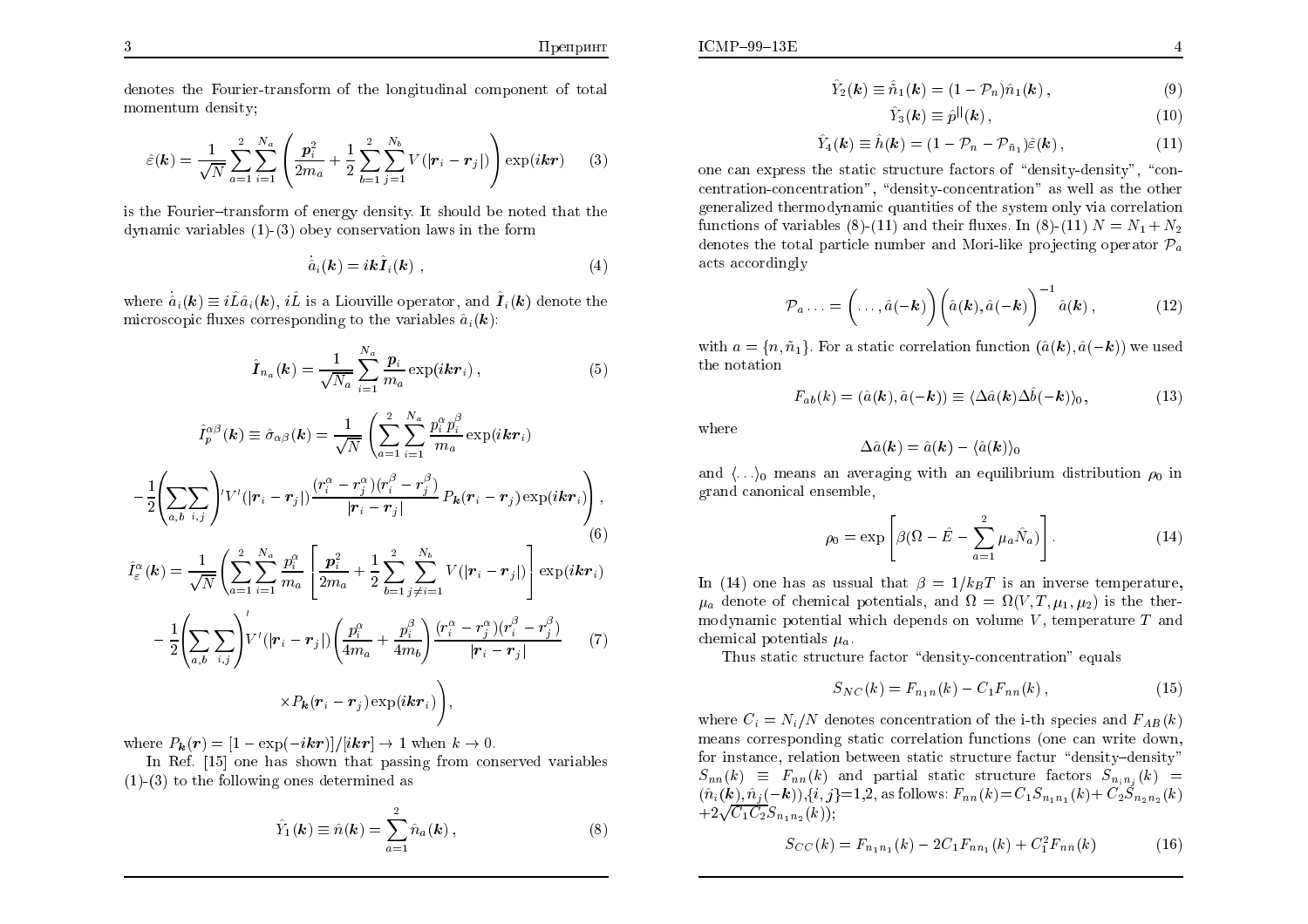denotes the Fourier-transform of the longitudinal component of total momentum density;

$$\hat{\varepsilon}(\boldsymbol{k}) = \frac{1}{\sqrt{N}} \sum_{a=1}^{2} \sum_{i=1}^{N_a} \left( \frac{\boldsymbol{p}_i^2}{2m_a} + \frac{1}{2} \sum_{b=1}^{2} \sum_{j=1}^{N_b} V(|\boldsymbol{r}_i - \boldsymbol{r}_j|) \right) \exp(i\boldsymbol{k}\boldsymbol{r}) \tag{3}$$

is the Fourier–transform of energy density. It should be noted that the dynamic variables (1)-(3) obey conservation laws in the form

$$\dot{\hat{a}}_i(\boldsymbol{k}) = i\boldsymbol{k}\hat{\boldsymbol{I}}_i(\boldsymbol{k}) \ , \tag{4}$$

where $\dot{\hat{a}}_i(\boldsymbol{k}) \equiv i\hat{L}\hat{a}_i(\boldsymbol{k})$, $i\hat{L}$ is a Liouville operator, and $\hat{\boldsymbol{I}}_i(\boldsymbol{k})$ denote the microscopic fluxes corresponding to the variables $\hat{a}_i(\boldsymbol{k})$:

$$\hat{\boldsymbol{I}}_{n_a}(\boldsymbol{k}) = \frac{1}{\sqrt{N_a}} \sum_{i=1}^{N_a} \frac{\boldsymbol{p}_i}{m_a} \exp(i\boldsymbol{k}\boldsymbol{r}_i) \ , \tag{5}$$

$$\hat{I}_p^{\alpha\beta}(\boldsymbol{k}) \equiv \hat{\sigma}_{\alpha\beta}(\boldsymbol{k}) = \frac{1}{\sqrt{N}} \left( \sum_{a=1}^{2} \sum_{i=1}^{N_a} \frac{p_i^\alpha p_i^\beta}{m_a} \exp(i\boldsymbol{k}\boldsymbol{r}_i) \right.$$
$$\left. - \frac{1}{2} \left( \sum_{a,b} \sum_{i,j} \right)' V'(|\boldsymbol{r}_i - \boldsymbol{r}_j|) \frac{(r_i^\alpha - r_j^\alpha)(r_i^\beta - r_j^\beta)}{|\boldsymbol{r}_i - \boldsymbol{r}_j|} P_{\boldsymbol{k}}(\boldsymbol{r}_i - \boldsymbol{r}_j) \exp(i\boldsymbol{k}\boldsymbol{r}_i) \right), \tag{6}$$

$$\hat{I}_\varepsilon^\alpha(\boldsymbol{k}) = \frac{1}{\sqrt{N}} \left( \sum_{a=1}^{2} \sum_{i=1}^{N_a} \frac{p_i^\alpha}{m_a} \left[ \frac{\boldsymbol{p}_i^2}{2m_a} + \frac{1}{2} \sum_{b=1}^{2} \sum_{j \neq i=1}^{N_b} V(|\boldsymbol{r}_i - \boldsymbol{r}_j|) \right] \exp(i\boldsymbol{k}\boldsymbol{r}_i) \right.$$
$$- \frac{1}{2} \left( \sum_{a,b} \sum_{i,j} \right)' V'(|\boldsymbol{r}_i - \boldsymbol{r}_j|) \left( \frac{p_i^\alpha}{4m_a} + \frac{p_i^\beta}{4m_b} \right) \frac{(r_i^\alpha - r_j^\alpha)(r_i^\beta - r_j^\beta)}{|\boldsymbol{r}_i - \boldsymbol{r}_j|} \tag{7}$$
$$\left. \times P_{\boldsymbol{k}}(\boldsymbol{r}_i - \boldsymbol{r}_j) \exp(i\boldsymbol{k}\boldsymbol{r}_i) \right),$$

where $P_{\boldsymbol{k}}(\boldsymbol{r}) = [1 - \exp(-i\boldsymbol{k}\boldsymbol{r})]/[i\boldsymbol{k}\boldsymbol{r}] \to 1$ when $k \to 0$.

In Ref. [15] one has shown that passing from conserved variables (1)-(3) to the following ones determined as

$$\hat{Y}_1(\boldsymbol{k}) \equiv \hat{n}(\boldsymbol{k}) = \sum_{a=1}^{2} \hat{n}_a(\boldsymbol{k}) \ , \tag{8}$$

$$\hat{Y}_2(\boldsymbol{k}) \equiv \hat{\tilde{n}}_1(\boldsymbol{k}) = (1 - \mathcal{P}_n)\hat{n}_1(\boldsymbol{k}) \ , \tag{9}$$

$$\hat{Y}_3(\boldsymbol{k}) \equiv \hat{p}^{||}(\boldsymbol{k}) \ , \tag{10}$$

$$\hat{Y}_4(\boldsymbol{k}) \equiv \hat{h}(\boldsymbol{k}) = (1 - \mathcal{P}_n - \mathcal{P}_{\tilde{n}_1})\hat{\varepsilon}(\boldsymbol{k}) \ , \tag{11}$$

one can express the static structure factors of "density-density", "concentration-concentration", "density-concentration" as well as the other generalized thermodynamic quantities of the system only via correlation functions of variables (8)-(11) and their fluxes. In (8)-(11) $N = N_1 + N_2$ denotes the total particle number and Mori-like projecting operator $\mathcal{P}_a$ acts accordingly

$$\mathcal{P}_a \ldots = \Big( \ldots, \hat{a}(-\boldsymbol{k}) \Big) \Big( \hat{a}(\boldsymbol{k}), \hat{a}(-\boldsymbol{k}) \Big)^{-1} \hat{a}(\boldsymbol{k}) \ , \tag{12}$$

with $a = \{n, \tilde{n}_1\}$. For a static correlation function $(\hat{a}(\boldsymbol{k}), \hat{a}(-\boldsymbol{k}))$ we used the notation

$$F_{ab}(k) = (\hat{a}(\boldsymbol{k}), \hat{a}(-\boldsymbol{k})) \equiv \langle \Delta\hat{a}(\boldsymbol{k}) \Delta\hat{b}(-\boldsymbol{k}) \rangle_0, \tag{13}$$

where

$$\Delta\hat{a}(\boldsymbol{k}) = \hat{a}(\boldsymbol{k}) - \langle \hat{a}(\boldsymbol{k}) \rangle_0$$

and $\langle \ldots \rangle_0$ means an averaging with an equilibrium distribution $\rho_0$ in grand canonical ensemble,

$$\rho_0 = \exp\left[ \beta(\Omega - \hat{E} - \sum_{a=1}^{2} \mu_a \hat{N}_a) \right]. \tag{14}$$

In (14) one has as ussual that $\beta = 1/k_BT$ is an inverse temperature, $\mu_a$ denote of chemical potentials, and $\Omega = \Omega(V, T, \mu_1, \mu_2)$ is the thermodynamic potential which depends on volume $V$, temperature $T$ and chemical potentials $\mu_a$.

Thus static structure factor "density-concentration" equals

$$S_{NC}(k) = F_{n_1 n}(k) - C_1 F_{nn}(k) \ , \tag{15}$$

where $C_i = N_i/N$ denotes concentration of the i-th species and $F_{AB}(k)$ means corresponding static correlation functions (one can write down, for instance, relation between static structure factur "density–density" $S_{nn}(k) \equiv F_{nn}(k)$ and partial static structure factors $S_{n_i n_j}(k) = (\hat{n}_i(\boldsymbol{k}), \hat{n}_j(-\boldsymbol{k}))$, $\{i,j\}$=1,2, as follows: $F_{nn}(k) = C_1 S_{n_1 n_1}(k) + C_2 S_{n_2 n_2}(k) + 2\sqrt{C_1 C_2} S_{n_1 n_2}(k)$);

$$S_{CC}(k) = F_{n_1 n_1}(k) - 2C_1 F_{n n_1}(k) + C_1^2 F_{nn}(k) \tag{16}$$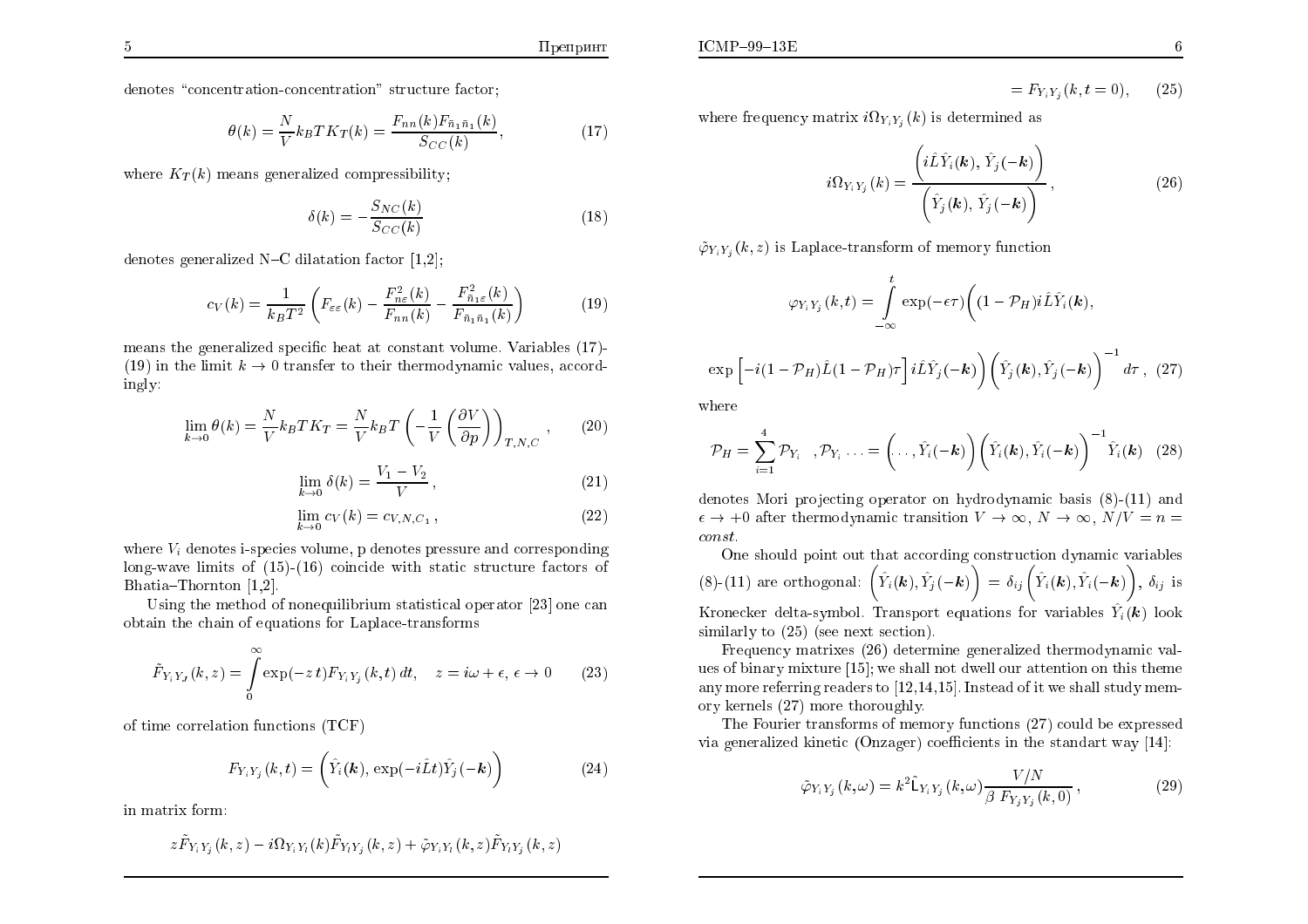denotes "concentration-concentration" structure factor;

$$\theta(k) = \frac{N}{V} k_B T K_T(k) = \frac{F_{nn}(k) F_{\bar{n}_1 \bar{n}_1}(k)}{S_{CC}(k)}, \tag{17}$$

where $K_T(k)$ means generalized compressibility;

$$\delta(k) = -\frac{S_{NC}(k)}{S_{CC}(k)} \tag{18}$$

denotes generalized N–C dilatation factor [1,2];

$$c_V(k) = \frac{1}{k_B T^2} \left( F_{\varepsilon\varepsilon}(k) - \frac{F^2_{n\varepsilon}(k)}{F_{nn}(k)} - \frac{F^2_{\bar{n}_1 \varepsilon}(k)}{F_{\bar{n}_1 \bar{n}_1}(k)} \right) \tag{19}$$

means the generalized specific heat at constant volume. Variables (17)-(19) in the limit $k \to 0$ transfer to their thermodynamic values, accordingly:

$$\lim_{k \to 0} \theta(k) = \frac{N}{V} k_B T K_T = \frac{N}{V} k_B T \left( -\frac{1}{V} \left( \frac{\partial V}{\partial p} \right) \right)_{T,N,C}, \tag{20}$$

$$\lim_{k \to 0} \delta(k) = \frac{V_1 - V_2}{V}, \tag{21}$$

$$\lim_{k \to 0} c_V(k) = c_{V,N,C_1}, \tag{22}$$

where $V_i$ denotes i-species volume, p denotes pressure and corresponding long-wave limits of (15)-(16) coincide with static structure factors of Bhatia–Thornton [1,2].

Using the method of nonequilibrium statistical operator [23] one can obtain the chain of equations for Laplace-transforms

$$\tilde{F}_{Y_i Y_J}(k, z) = \int_0^\infty \exp(-z t) F_{Y_i Y_j}(k, t)\, dt, \quad z = i\omega + \epsilon,\ \epsilon \to 0 \tag{23}$$

of time correlation functions (TCF)

$$F_{Y_i Y_j}(k, t) = \Big( \hat{Y}_i(\boldsymbol{k}), \exp(-i\hat{L}t) \hat{Y}_j(-\boldsymbol{k}) \Big) \tag{24}$$

in matrix form:

$$z \tilde{F}_{Y_i Y_j}(k, z) - i\Omega_{Y_i Y_l}(k) \tilde{F}_{Y_l Y_j}(k, z) + \tilde{\varphi}_{Y_i Y_l}(k, z) \tilde{F}_{Y_l Y_j}(k, z)$$

$$= F_{Y_i Y_j}(k, t = 0), \tag{25}$$

where frequency matrix $i\Omega_{Y_i Y_j}(k)$ is determined as

$$i\Omega_{Y_i Y_j}(k) = \frac{\Big( i\hat{L}\hat{Y}_i(\boldsymbol{k}), \hat{Y}_j(-\boldsymbol{k}) \Big)}{\Big( \hat{Y}_j(\boldsymbol{k}), \hat{Y}_j(-\boldsymbol{k}) \Big)}, \tag{26}$$

$\tilde{\varphi}_{Y_i Y_j}(k, z)$ is Laplace-transform of memory function

$$\varphi_{Y_i Y_j}(k, t) = \int_{-\infty}^{t} \exp(-\epsilon\tau) \Big( (1 - \mathcal{P}_H) i\hat{L}\hat{Y}_i(\boldsymbol{k}),$$

$$\exp\Big[ -i(1 - \mathcal{P}_H)\hat{L}(1 - \mathcal{P}_H)\tau \Big] i\hat{L}\hat{Y}_j(-\boldsymbol{k}) \Big) \Big( \hat{Y}_j(\boldsymbol{k}), \hat{Y}_j(-\boldsymbol{k}) \Big)^{-1} d\tau, \tag{27}$$

where

$$\mathcal{P}_H = \sum_{i=1}^{4} \mathcal{P}_{Y_i} \quad, \mathcal{P}_{Y_i} \ldots = \Big( \ldots, \hat{Y}_i(-\boldsymbol{k}) \Big) \Big( \hat{Y}_i(\boldsymbol{k}), \hat{Y}_i(-\boldsymbol{k}) \Big)^{-1} \hat{Y}_i(\boldsymbol{k}) \tag{28}$$

denotes Mori projecting operator on hydrodynamic basis (8)-(11) and $\epsilon \to +0$ after thermodynamic transition $V \to \infty$, $N \to \infty$, $N/V = n = const.$

One should point out that according construction dynamic variables (8)-(11) are orthogonal: $\Big( \hat{Y}_i(\boldsymbol{k}), \hat{Y}_j(-\boldsymbol{k}) \Big) = \delta_{ij} \Big( \hat{Y}_i(\boldsymbol{k}), \hat{Y}_i(-\boldsymbol{k}) \Big)$, $\delta_{ij}$ is Kronecker delta-symbol. Transport equations for variables $\hat{Y}_i(\boldsymbol{k})$ look similarly to (25) (see next section).

Frequency matrixes (26) determine generalized thermodynamic values of binary mixture [15]; we shall not dwell our attention on this theme any more referring readers to [12,14,15]. Instead of it we shall study memory kernels (27) more thoroughly.

The Fourier transforms of memory functions (27) could be expressed via generalized kinetic (Onzager) coefficients in the standart way [14]:

$$\tilde{\varphi}_{Y_i Y_j}(k, \omega) = k^2 \tilde{\mathsf{L}}_{Y_i Y_j}(k, \omega) \frac{V/N}{\beta\ F_{Y_j Y_j}(k, 0)}, \tag{29}$$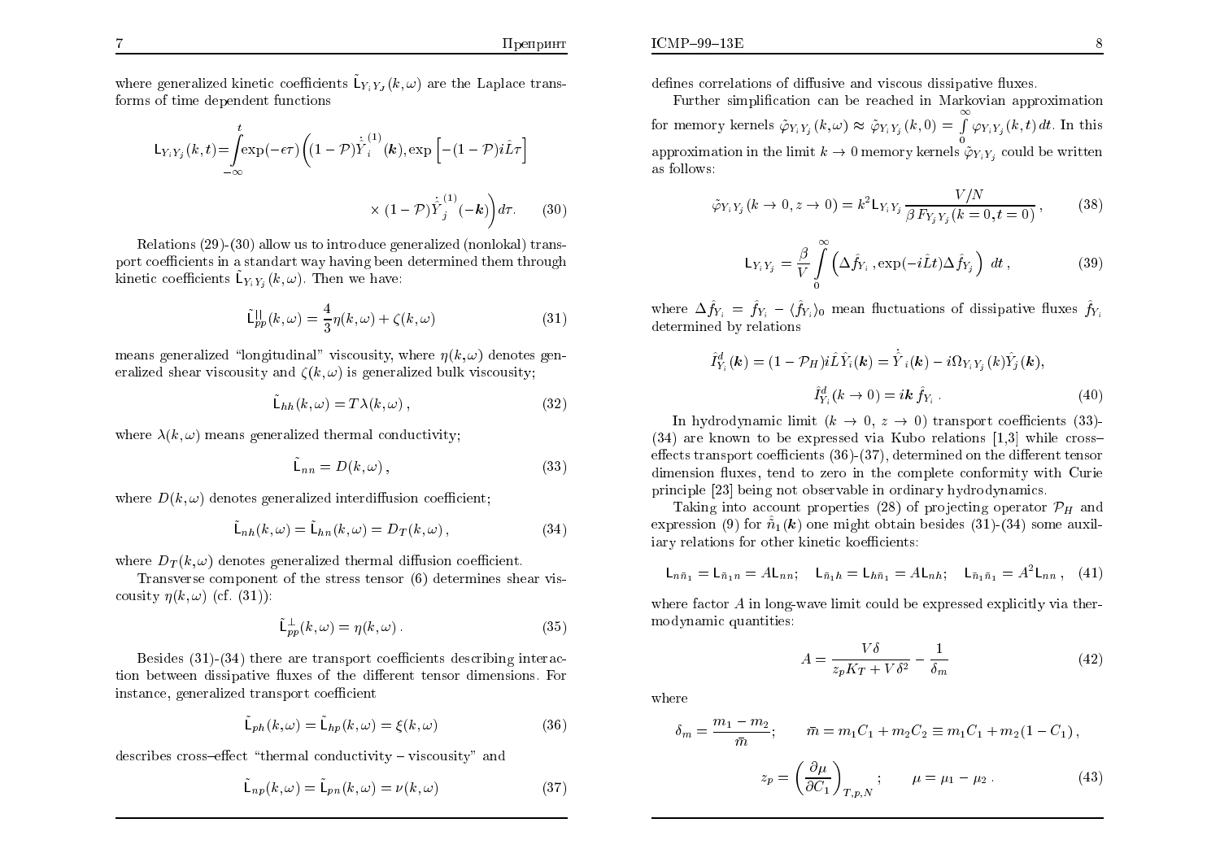where generalized kinetic coefficients $\tilde{\mathsf{L}}_{Y_iY_J}(k,\omega)$ are the Laplace transforms of time dependent functions

$$\mathsf{L}_{Y_iY_j}(k,t)=\int\limits_{-\infty}^{t}\exp(-\epsilon\tau)\Big((1-\mathcal{P})\dot{\hat{Y}}_i^{(1)}(\boldsymbol{k}),\exp\left[-(1-\mathcal{P})i\hat{L}\tau\right]$$

$$\times\,(1-\mathcal{P})\dot{\hat{Y}}_j^{(1)}(-\boldsymbol{k})\Big)d\tau. \qquad (30)$$

Relations (29)-(30) allow us to introduce generalized (nonlokal) transport coefficients in a standart way having been determined them through kinetic coefficients $\tilde{\mathsf{L}}_{Y_iY_j}(k,\omega)$. Then we have:

$$\tilde{\mathsf{L}}_{pp}^{||}(k,\omega)=\frac{4}{3}\eta(k,\omega)+\zeta(k,\omega) \qquad (31)$$

means generalized "longitudinal" viscousity, where $\eta(k,\omega)$ denotes generalized shear viscousity and $\zeta(k,\omega)$ is generalized bulk viscousity;

$$\tilde{\mathsf{L}}_{hh}(k,\omega)=T\lambda(k,\omega)\,, \qquad (32)$$

where $\lambda(k,\omega)$ means generalized thermal conductivity;

$$\tilde{\mathsf{L}}_{nn}=D(k,\omega)\,, \qquad (33)$$

where $D(k,\omega)$ denotes generalized interdiffusion coefficient;

$$\tilde{\mathsf{L}}_{nh}(k,\omega)=\tilde{\mathsf{L}}_{hn}(k,\omega)=D_T(k,\omega)\,, \qquad (34)$$

where $D_T(k,\omega)$ denotes generalized thermal diffusion coefficient.

Transverse component of the stress tensor (6) determines shear viscousity $\eta(k,\omega)$ (cf. (31)):

$$\tilde{\mathsf{L}}_{pp}^{\perp}(k,\omega)=\eta(k,\omega)\,. \qquad (35)$$

Besides (31)-(34) there are transport coefficients describing interaction between dissipative fluxes of the different tensor dimensions. For instance, generalized transport coefficient

$$\tilde{\mathsf{L}}_{ph}(k,\omega)=\tilde{\mathsf{L}}_{hp}(k,\omega)=\xi(k,\omega) \qquad (36)$$

describes cross–effect "thermal conductivity – viscousity" and

$$\tilde{\mathsf{L}}_{np}(k,\omega)=\tilde{\mathsf{L}}_{pn}(k,\omega)=\nu(k,\omega) \qquad (37)$$

defines correlations of diffusive and viscous dissipative fluxes.

Further simplification can be reached in Markovian approximation for memory kernels $\tilde{\varphi}_{Y_iY_j}(k,\omega)\approx\tilde{\varphi}_{Y_iY_j}(k,0)=\int\limits_0^\infty\varphi_{Y_iY_j}(k,t)\,dt$. In this approximation in the limit $k\to 0$ memory kernels $\tilde{\varphi}_{Y_iY_j}$ could be written as follows:

$$\tilde{\varphi}_{Y_iY_j}(k\to 0,z\to 0)=k^2\mathsf{L}_{Y_iY_j}\frac{V/N}{\beta\,F_{Y_jY_j}(k=0,t=0)}\,, \qquad (38)$$

$$\mathsf{L}_{Y_iY_j}=\frac{\beta}{V}\int\limits_0^\infty\Big(\Delta\hat{f}_{Y_i}\,,\exp(-i\hat{L}t)\Delta\hat{f}_{Y_j}\Big)\;dt\,, \qquad (39)$$

where $\Delta\hat{f}_{Y_i}=\hat{f}_{Y_i}-\langle\hat{f}_{Y_i}\rangle_0$ mean fluctuations of dissipative fluxes $\hat{f}_{Y_i}$ determined by relations

$$\hat{I}^d_{Y_i}(\boldsymbol{k})=(1-\mathcal{P}_H)i\hat{L}\hat{Y}_i(\boldsymbol{k})=\dot{\hat{Y}}_i(\boldsymbol{k})-i\Omega_{Y_iY_j}(k)\hat{Y}_j(\boldsymbol{k}),$$

$$\hat{I}^d_{Y_i}(k\to 0)=i\boldsymbol{k}\,\hat{f}_{Y_i}\,. \qquad (40)$$

In hydrodynamic limit ($k\to 0$, $z\to 0$) transport coefficients (33)-(34) are known to be expressed via Kubo relations [1,3] while cross–effects transport coefficients (36)-(37), determined on the different tensor dimension fluxes, tend to zero in the complete conformity with Curie principle [23] being not observable in ordinary hydrodynamics.

Taking into account properties (28) of projecting operator $\mathcal{P}_H$ and expression (9) for $\hat{n}_1(\boldsymbol{k})$ one might obtain besides (31)-(34) some auxiliary relations for other kinetic koefficients:

$$\mathsf{L}_{n\bar{n}_1}=\mathsf{L}_{\bar{n}_1n}=A\mathsf{L}_{nn};\quad \mathsf{L}_{\bar{n}_1h}=\mathsf{L}_{h\bar{n}_1}=A\mathsf{L}_{nh};\quad \mathsf{L}_{\bar{n}_1\bar{n}_1}=A^2\mathsf{L}_{nn}\,, \quad (41)$$

where factor $A$ in long-wave limit could be expressed explicitly via thermodynamic quantities:

$$A=\frac{V\delta}{z_pK_T+V\delta^2}-\frac{1}{\delta_m} \qquad (42)$$

where

$$\delta_m=\frac{m_1-m_2}{\bar{m}};\qquad \bar{m}=m_1C_1+m_2C_2\equiv m_1C_1+m_2(1-C_1)\,,$$

$$z_p=\left(\frac{\partial\mu}{\partial C_1}\right)_{T,p,N};\qquad \mu=\mu_1-\mu_2\,. \qquad (43)$$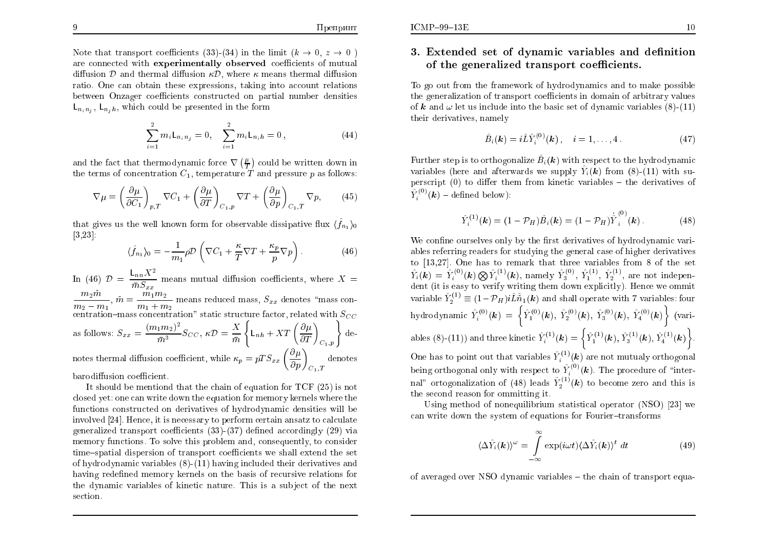Note that transport coefficients (33)-(34) in the limit ($k \to 0$, $z \to 0$ ) are connected with **experimentally observed** coefficients of mutual diffusion $\mathcal{D}$ and thermal diffusion $\kappa\mathcal{D}$, where $\kappa$ means thermal diffusion ratio. One can obtain these expressions, taking into account relations between Onzager coefficients constructed on partial number densities $\mathsf{L}_{n_i n_j}$, $\mathsf{L}_{n_j h}$, which could be presented in the form

$$\sum_{i=1}^{2} m_i \mathsf{L}_{n_i n_j} = 0, \quad \sum_{i=1}^{2} m_i \mathsf{L}_{n_i h} = 0\,, \tag{44}$$

and the fact that thermodynamic force $\nabla\left(\frac{\mu}{T}\right)$ could be written down in the terms of concentration $C_1$, temperature $T$ and pressure $p$ as follows:

$$\nabla\mu = \left(\frac{\partial\mu}{\partial C_1}\right)_{p,T}\nabla C_1 + \left(\frac{\partial\mu}{\partial T}\right)_{C_1,p}\nabla T + \left(\frac{\partial\mu}{\partial p}\right)_{C_1,T}\nabla p, \tag{45}$$

that gives us the well known form for observable dissipative flux $\langle\hat{f}_{n_1}\rangle_0$ [3,23]:

$$\langle\hat{f}_{n_1}\rangle_0 = -\frac{1}{m_1}\rho\mathcal{D}\left(\nabla C_1 + \frac{\kappa}{T}\nabla T + \frac{\kappa_p}{p}\nabla p\right). \tag{46}$$

In (46) $\mathcal{D} = \dfrac{\mathsf{L}_{nn}X^2}{\bar{m}S_{xx}}$ means mutual diffusion coefficients, where $X = \dfrac{m_2\tilde{m}}{m_2 - m_1}$, $\tilde{m} = \dfrac{m_1 m_2}{m_1 + m_2}$ means reduced mass, $S_{xx}$ denotes "mass concentration–mass concentration" static structure factor, related with $S_{CC}$ as follows: $S_{xx} = \dfrac{(m_1 m_2)^2}{\bar{m}^3}S_{CC}$, $\kappa\mathcal{D} = \dfrac{X}{\bar{m}}\left\{\mathsf{L}_{nh} + XT\left(\dfrac{\partial\mu}{\partial T}\right)_{C_1,p}\right\}$ denotes thermal diffusion coefficient, while $\kappa_p = pTS_{xx}\left(\dfrac{\partial\mu}{\partial p}\right)_{C_1,T}$ denotes barodiffusion coefficient.

It should be mentiond that the chain of equation for TCF (25) is not closed yet: one can write down the equation for memory kernels where the functions constructed on derivatives of hydrodynamic densities will be involved [24]. Hence, it is necessary to perform certain ansatz to calculate generalized transport coefficients (33)-(37) defined accordingly (29) via memory functions. To solve this problem and, consequently, to consider time–spatial dispersion of transport coefficients we shall extend the set of hydrodynamic variables (8)-(11) having included their derivatives and having redefined memory kernels on the basis of recursive relations for the dynamic variables of kinetic nature. This is a subject of the next section.

## 3. Extended set of dynamic variables and definition of the generalized transport coefficients.

To go out from the framework of hydrodynamics and to make possible the generalization of transport coefficients in domain of arbitrary values of $\boldsymbol{k}$ and $\omega$ let us include into the basic set of dynamic variables (8)-(11) their derivatives, namely

$$\hat{B}_i(\boldsymbol{k}) = i\hat{L}\hat{Y}_i^{(0)}(\boldsymbol{k}), \quad i = 1,\ldots,4\,. \tag{47}$$

Further step is to orthogonalize $\hat{B}_i(\boldsymbol{k})$ with respect to the hydrodynamic variables (here and afterwards we supply $\hat{Y}_i(\boldsymbol{k})$ from (8)-(11) with superscript (0) to differ them from kinetic variables – the derivatives of $\hat{Y}_i^{(0)}(\boldsymbol{k})$ – defined below):

$$\hat{Y}_i^{(1)}(\boldsymbol{k}) = (1 - \mathcal{P}_H)\hat{B}_i(\boldsymbol{k}) = (1 - \mathcal{P}_H)\dot{\hat{Y}}_i^{(0)}(\boldsymbol{k})\,. \tag{48}$$

We confine ourselves only by the first derivatives of hydrodynamic variables referring readers for studying the general case of higher derivatives to [13,27]. One has to remark that three variables from 8 of the set $\hat{Y}_i(\boldsymbol{k}) = \hat{Y}_i^{(0)}(\boldsymbol{k})\bigotimes\hat{Y}_i^{(1)}(\boldsymbol{k})$, namely $\hat{Y}_3^{(0)}$, $\hat{Y}_1^{(1)}$, $\hat{Y}_2^{(1)}$, are not independent (it is easy to verify writing them down explicitly). Hence we ommit variable $\hat{Y}_2^{(1)} \equiv (1 - \mathcal{P}_H)i\hat{L}\hat{n}_1(\boldsymbol{k})$ and shall operate with 7 variables: four hydrodynamic $\hat{Y}_i^{(0)}(\boldsymbol{k}) = \left\{\hat{Y}_1^{(0)}(\boldsymbol{k}),\, \hat{Y}_2^{(0)}(\boldsymbol{k}),\, \hat{Y}_3^{(0)}(\boldsymbol{k}),\, \hat{Y}_4^{(0)}(\boldsymbol{k})\right\}$ (variables (8)-(11)) and three kinetic $\hat{Y}_i^{(1)}(\boldsymbol{k}) = \left\{\hat{Y}_1^{(1)}(\boldsymbol{k}), \hat{Y}_3^{(1)}(\boldsymbol{k}), \hat{Y}_4^{(1)}(\boldsymbol{k})\right\}$. One has to point out that variables $\hat{Y}_i^{(1)}(\boldsymbol{k})$ are not mutualy orthogonal being orthogonal only with respect to $\hat{Y}_i^{(0)}(\boldsymbol{k})$. The procedure of "internal" ortogonalization of (48) leads $\hat{Y}_2^{(1)}(\boldsymbol{k})$ to become zero and this is the second reason for ommitting it.

Using method of nonequilibrium statistical operator (NSO) [23] we can write down the system of equations for Fourier–transforms

$$\langle\Delta\hat{Y}_i(\boldsymbol{k})\rangle^{\omega} = \int_{-\infty}^{\infty}\exp(i\omega t)\langle\Delta\hat{Y}_i(\boldsymbol{k})\rangle^{t}\,dt \tag{49}$$

of averaged over NSO dynamic variables – the chain of transport equa-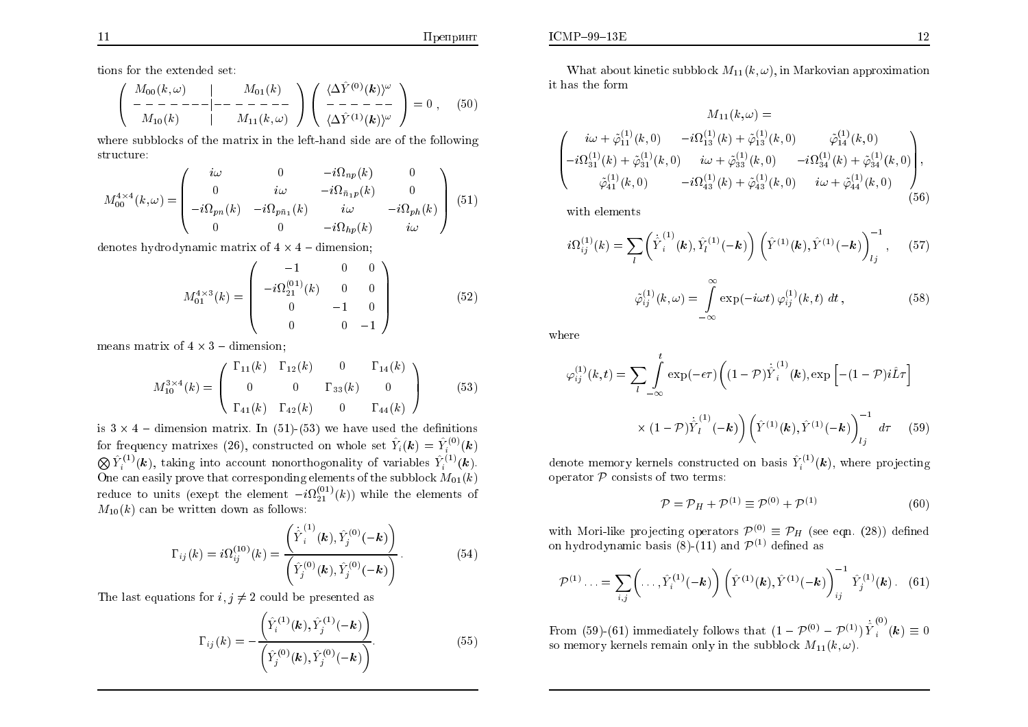tions for the extended set:

$$
\left( \begin{array}{c|c} M_{00}(k,\omega) & M_{01}(k) \\ \hline M_{10}(k) & M_{11}(k,\omega) \end{array} \right) \left( \begin{array}{c} \langle \Delta \hat{Y}^{(0)}(\boldsymbol{k}) \rangle^{\omega} \\ \hline \langle \Delta \hat{Y}^{(1)}(\boldsymbol{k}) \rangle^{\omega} \end{array} \right) = 0 \,, \tag{50}
$$

where subblocks of the matrix in the left-hand side are of the following structure:

$$
M_{00}^{4\times 4}(k,\omega) = \begin{pmatrix} i\omega & 0 & -i\Omega_{np}(k) & 0 \\ 0 & i\omega & -i\Omega_{\bar{n}_1 p}(k) & 0 \\ -i\Omega_{pn}(k) & -i\Omega_{p\bar{n}_1}(k) & i\omega & -i\Omega_{ph}(k) \\ 0 & 0 & -i\Omega_{hp}(k) & i\omega \end{pmatrix} \tag{51}
$$

denotes hydrodynamic matrix of $4\times 4$ – dimension;

$$
M_{01}^{4\times 3}(k) = \begin{pmatrix} -1 & 0 & 0 \\ -i\Omega_{21}^{(01)}(k) & 0 & 0 \\ 0 & -1 & 0 \\ 0 & 0 & -1 \end{pmatrix} \tag{52}
$$

means matrix of $4\times 3$ – dimension;

$$
M_{10}^{3\times 4}(k) = \begin{pmatrix} \Gamma_{11}(k) & \Gamma_{12}(k) & 0 & \Gamma_{14}(k) \\ 0 & 0 & \Gamma_{33}(k) & 0 \\ \Gamma_{41}(k) & \Gamma_{42}(k) & 0 & \Gamma_{44}(k) \end{pmatrix} \tag{53}
$$

is $3\times 4$ – dimension matrix. In (51)-(53) we have used the definitions for frequency matrixes (26), constructed on whole set $\hat{Y}_i(\boldsymbol{k}) = \hat{Y}_i^{(0)}(\boldsymbol{k}) \bigotimes \hat{Y}_i^{(1)}(\boldsymbol{k})$, taking into account nonorthogonality of variables $\hat{Y}_i^{(1)}(\boldsymbol{k})$. One can easily prove that corresponding elements of the subblock $M_{01}(k)$ reduce to units (exept the element $-i\Omega_{21}^{(01)}(k)$) while the elements of $M_{10}(k)$ can be written down as follows:

$$
\Gamma_{ij}(k) = i\Omega_{ij}^{(10)}(k) = \frac{\left( \dot{\hat{Y}}_i^{(1)}(\boldsymbol{k}), \hat{Y}_j^{(0)}(-\boldsymbol{k}) \right)}{\left( \hat{Y}_j^{(0)}(\boldsymbol{k}), \hat{Y}_j^{(0)}(-\boldsymbol{k}) \right)} . \tag{54}
$$

The last equations for $i,j \neq 2$ could be presented as

$$
\Gamma_{ij}(k) = -\frac{\left( \hat{Y}_i^{(1)}(\boldsymbol{k}), \hat{Y}_j^{(1)}(-\boldsymbol{k}) \right)}{\left( \hat{Y}_j^{(0)}(\boldsymbol{k}), \hat{Y}_j^{(0)}(-\boldsymbol{k}) \right)} . \tag{55}
$$

What about kinetic subblock $M_{11}(k,\omega)$, in Markovian approximation it has the form

$$
M_{11}(k,\omega) = \begin{pmatrix} i\omega + \tilde{\varphi}_{11}^{(1)}(k,0) & -i\Omega_{13}^{(1)}(k) + \tilde{\varphi}_{13}^{(1)}(k,0) & \tilde{\varphi}_{14}^{(1)}(k,0) \\ -i\Omega_{31}^{(1)}(k) + \tilde{\varphi}_{31}^{(1)}(k,0) & i\omega + \tilde{\varphi}_{33}^{(1)}(k,0) & -i\Omega_{34}^{(1)}(k) + \tilde{\varphi}_{34}^{(1)}(k,0) \\ \tilde{\varphi}_{41}^{(1)}(k,0) & -i\Omega_{43}^{(1)}(k) + \tilde{\varphi}_{43}^{(1)}(k,0) & i\omega + \tilde{\varphi}_{44}^{(1)}(k,0) \end{pmatrix}, \tag{56}
$$

with elements

$$
i\Omega_{ij}^{(1)}(k) = \sum_l \left( \dot{\hat{Y}}_i^{(1)}(\boldsymbol{k}), \hat{Y}_l^{(1)}(-\boldsymbol{k}) \right) \left( \hat{Y}^{(1)}(\boldsymbol{k}), \hat{Y}^{(1)}(-\boldsymbol{k}) \right)^{-1}_{lj} , \tag{57}
$$

$$
\tilde{\varphi}_{ij}^{(1)}(k,\omega) = \int_{-\infty}^{\infty} \exp(-i\omega t)\, \varphi_{ij}^{(1)}(k,t)\; dt \,, \tag{58}
$$

where

$$
\varphi_{ij}^{(1)}(k,t) = \sum_l \int_{-\infty}^{t} \exp(-\epsilon\tau) \Big( (1-\mathcal{P})\dot{\hat{Y}}_i^{(1)}(\boldsymbol{k}), \exp\left[ -(1-\mathcal{P}) i\hat{L}\tau \right]
$$

$$
\times (1-\mathcal{P})\dot{\hat{Y}}_l^{(1)}(-\boldsymbol{k}) \Big) \left( \hat{Y}^{(1)}(\boldsymbol{k}), \hat{Y}^{(1)}(-\boldsymbol{k}) \right)^{-1}_{lj} \; d\tau \tag{59}
$$

denote memory kernels constructed on basis $\hat{Y}_i^{(1)}(\boldsymbol{k})$, where projecting operator $\mathcal{P}$ consists of two terms:

$$
\mathcal{P} = \mathcal{P}_H + \mathcal{P}^{(1)} \equiv \mathcal{P}^{(0)} + \mathcal{P}^{(1)} \tag{60}
$$

with Mori-like projecting operators $\mathcal{P}^{(0)} \equiv \mathcal{P}_H$ (see eqn. (28)) defined on hydrodynamic basis (8)-(11) and $\mathcal{P}^{(1)}$ defined as

$$
\mathcal{P}^{(1)} \ldots = \sum_{i,j} \left( \ldots, \hat{Y}_i^{(1)}(-\boldsymbol{k}) \right) \left( \hat{Y}^{(1)}(\boldsymbol{k}), \hat{Y}^{(1)}(-\boldsymbol{k}) \right)^{-1}_{ij} \hat{Y}_j^{(1)}(\boldsymbol{k}) . \tag{61}
$$

From (59)-(61) immediately follows that $(1-\mathcal{P}^{(0)}-\mathcal{P}^{(1)})\dot{\hat{Y}}_i^{(0)}(\boldsymbol{k}) \equiv 0$ so memory kernels remain only in the subblock $M_{11}(k,\omega)$.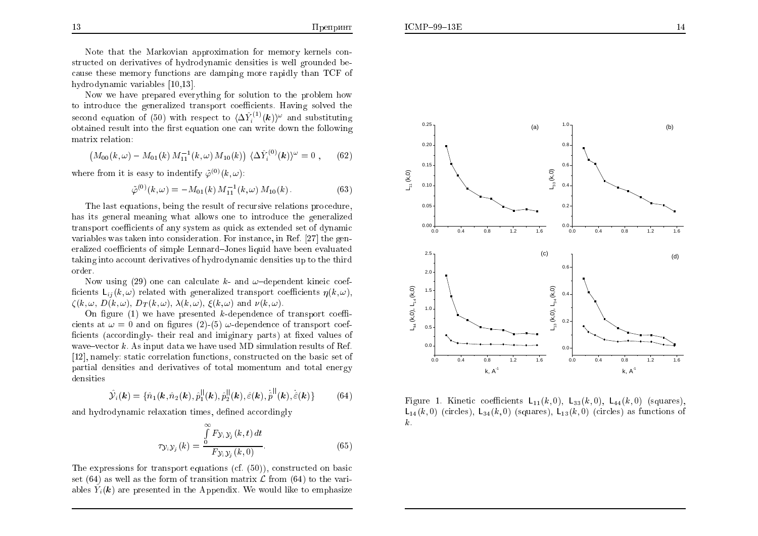Note that the Markovian approximation for memory kernels constructed on derivatives of hydrodynamic densities is well grounded because these memory functions are damping more rapidly than TCF of hydrodynamic variables [10,13].

Now we have prepared everything for solution to the problem how to introduce the generalized transport coefficients. Having solved the second equation of (50) with respect to $\langle\Delta\hat{Y}_i^{(1)}(\boldsymbol{k})\rangle^{\omega}$ and substituting obtained result into the first equation one can write down the following matrix relation:

$$\left(M_{00}(k,\omega) - M_{01}(k)\, M_{11}^{-1}(k,\omega)\, M_{10}(k)\right)\, \langle\Delta\hat{Y}_i^{(0)}(\boldsymbol{k})\rangle^{\omega} = 0\ , \qquad (62)$$

where from it is easy to indentify $\tilde{\varphi}^{(0)}(k,\omega)$:

$$\tilde{\varphi}^{(0)}(k,\omega) = -M_{01}(k)\, M_{11}^{-1}(k,\omega)\, M_{10}(k)\,. \qquad (63)$$

The last equations, being the result of recursive relations procedure, has its general meaning what allows one to introduce the generalized transport coefficients of any system as quick as extended set of dynamic variables was taken into consideration. For instance, in Ref. [27] the generalized coefficients of simple Lennard–Jones liquid have been evaluated taking into account derivatives of hydrodynamic densities up to the third order.

Now using (29) one can calculate $k$- and $\omega$–dependent kineic coefficients $\mathsf{L}_{ij}(k,\omega)$ related with generalized transport coefficients $\eta(k,\omega)$, $\zeta(k,\omega$, $D(k,\omega)$, $D_T(k,\omega)$, $\lambda(k,\omega)$, $\xi(k,\omega)$ and $\nu(k,\omega)$.

On figure (1) we have presented $k$-dependence of transport coefficients at $\omega = 0$ and on figures (2)-(5) $\omega$-dependence of transport coefficients (accordingly- their real and imiginary parts) at fixed values of wave–vector $k$. As input data we have used MD simulation results of Ref. [12], namely: static correlation functions, constructed on the basic set of partial densities and derivatives of total momentum and total energy densities

$$\hat{\mathcal{Y}}_i(\boldsymbol{k}) = \{\hat{n}_1(\boldsymbol{k}, \hat{n}_2(\boldsymbol{k}), \hat{p}_1^{||}(\boldsymbol{k}), \hat{p}_2^{||}(\boldsymbol{k}), \hat{\varepsilon}(\boldsymbol{k}), \dot{\hat{p}}^{||}(\boldsymbol{k}), \dot{\hat{\varepsilon}}(\boldsymbol{k})\} \qquad (64)$$

and hydrodynamic relaxation times, defined accordingly

$$\tau_{\mathcal{Y}_i\mathcal{Y}_j}(k) = \frac{\int\limits_0^{\infty} F_{\mathcal{Y}_i\mathcal{Y}_j}(k,t)\, dt}{F_{\mathcal{Y}_i\mathcal{Y}_j}(k,0)}. \qquad (65)$$

The expressions for transport equations (cf. (50)), constructed on basic set (64) as well as the form of transition matrix $\mathcal{L}$ from (64) to the variables $\hat{Y}_i(\boldsymbol{k})$ are presented in the Appendix. We would like to emphasize

Figure 1. Kinetic coefficients $\mathsf{L}_{11}(k,0)$, $\mathsf{L}_{33}(k,0)$, $\mathsf{L}_{44}(k,0)$ (squares), $\mathsf{L}_{14}(k,0)$ (circles), $\mathsf{L}_{34}(k,0)$ (squares), $\mathsf{L}_{13}(k,0)$ (circles) as functions of $k$.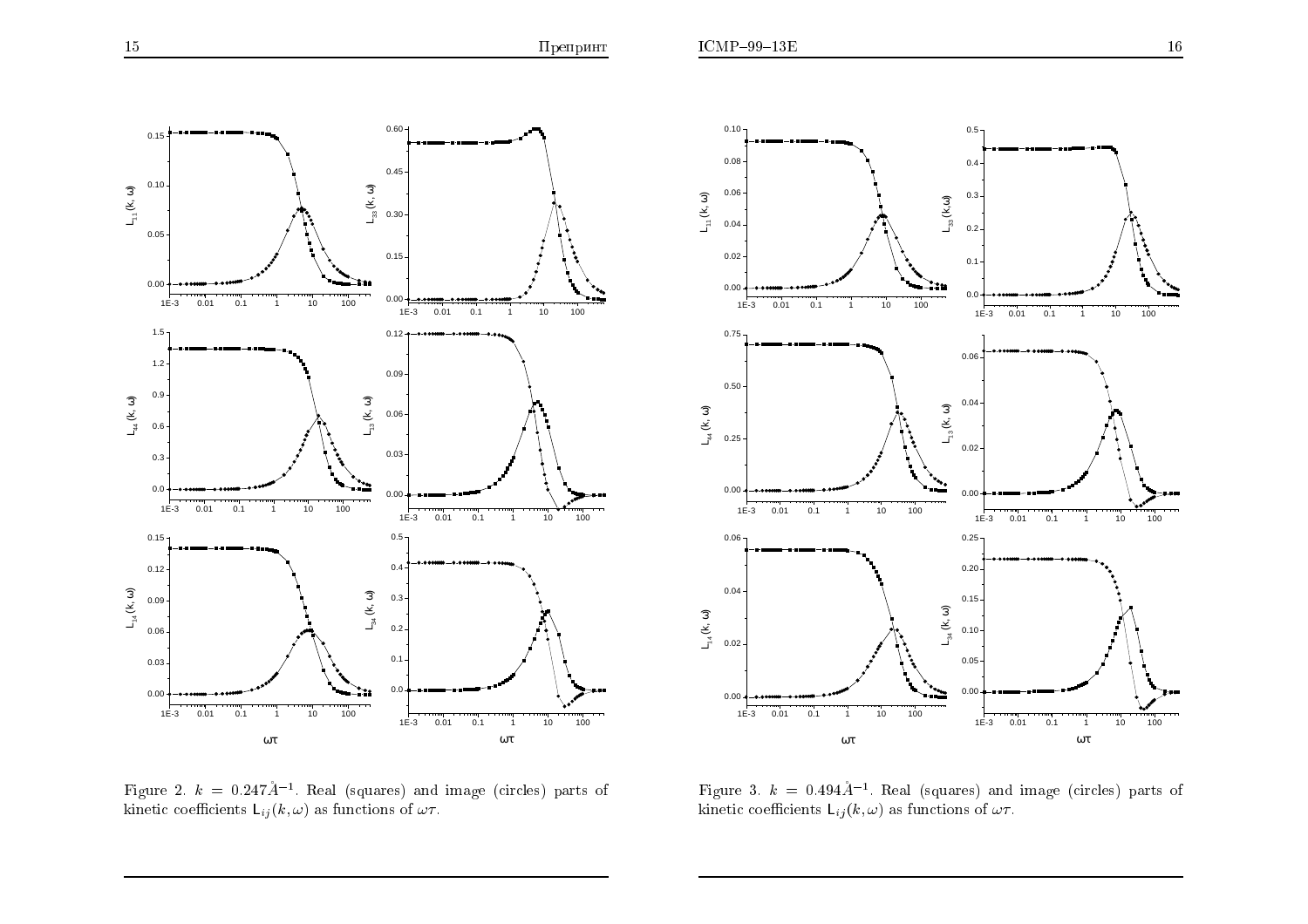Figure 2. $k = 0.247 \mathring{A}^{-1}$. Real (squares) and image (circles) parts of kinetic coefficients $\mathsf{L}_{ij}(k,\omega)$ as functions of $\omega\tau$.

Figure 3. $k = 0.494 \mathring{A}^{-1}$. Real (squares) and image (circles) parts of kinetic coefficients $\mathsf{L}_{ij}(k,\omega)$ as functions of $\omega\tau$.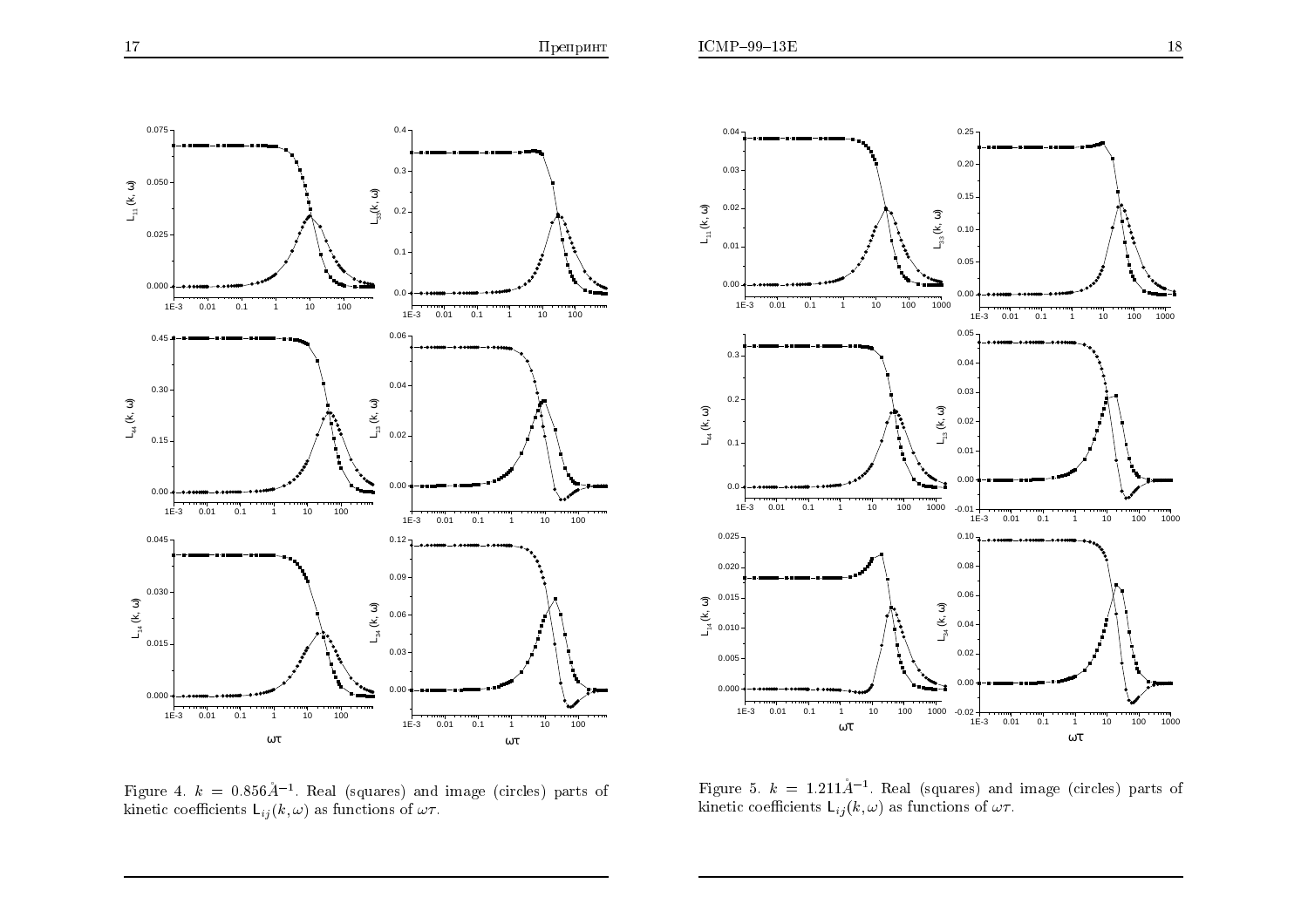Figure 4. $k = 0.856\text{Å}^{-1}$. Real (squares) and image (circles) parts of kinetic coefficients $\mathsf{L}_{ij}(k,\omega)$ as functions of $\omega\tau$.

Figure 5. $k = 1.211\text{Å}^{-1}$. Real (squares) and image (circles) parts of kinetic coefficients $\mathsf{L}_{ij}(k,\omega)$ as functions of $\omega\tau$.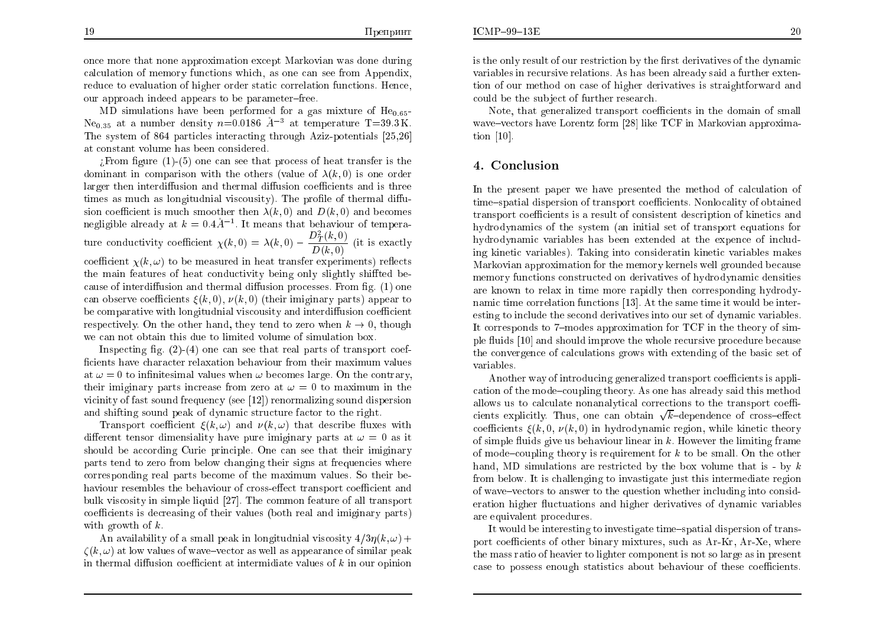once more that none approximation except Markovian was done during calculation of memory functions which, as one can see from Appendix, reduce to evaluation of higher order static correlation functions. Hence, our approach indeed appears to be parameter–free.

MD simulations have been performed for a gas mixture of $He_{0.65}$-$Ne_{0.35}$ at a number density $n$=0.0186 $\AA^{-3}$ at temperature T=39.3 K. The system of 864 particles interacting through Aziz-potentials [25,26] at constant volume has been considered.

¿From figure (1)-(5) one can see that process of heat transfer is the dominant in comparison with the others (value of $\lambda(k,0)$ is one order larger then interdiffusion and thermal diffusion coefficients and is three times as much as longitudnial viscousity). The profile of thermal diffusion coefficient is much smoother then $\lambda(k,0)$ and $D(k,0)$ and becomes negligible already at $k=0.4\AA^{-1}$. It means that behaviour of temperature conductivity coefficient $\chi(k,0)=\lambda(k,0)-\dfrac{D_T^2(k,0)}{D(k,0)}$ (it is exactly coefficient $\chi(k,\omega)$ to be measured in heat transfer experiments) reflects the main features of heat conductivity being only slightly shiffted because of interdiffusion and thermal diffusion processes. From fig. (1) one can observe coefficients $\xi(k,0)$, $\nu(k,0)$ (their imiginary parts) appear to be comparative with longitudnial viscosity and interdiffusion coefficient respectively. On the other hand, they tend to zero when $k\to 0$, though we can not obtain this due to limited volume of simulation box.

Inspecting fig. (2)-(4) one can see that real parts of transport coefficients have character relaxation behaviour from their maximum values at $\omega=0$ to infinitesimal values when $\omega$ becomes large. On the contrary, their imiginary parts increase from zero at $\omega=0$ to maximum in the vicinity of fast sound frequency (see [12]) renormalizing sound dispersion and shifting sound peak of dynamic structure factor to the right.

Transport coefficient $\xi(k,\omega)$ and $\nu(k,\omega)$ that describe fluxes with different tensor dimensiality have pure imiginary parts at $\omega=0$ as it should be according Curie principle. One can see that their imiginary parts tend to zero from below changing their signs at frequencies where corresponding real parts become of the maximum values. So their behaviour resembles the behaviour of cross-effect transport coefficient and bulk viscosity in simple liquid [27]. The common feature of all transport coefficients is decreasing of their values (both real and imiginary parts) with growth of $k$.

An availability of a small peak in longitudnial viscosity $4/3\eta(k,\omega)+\zeta(k,\omega)$ at low values of wave–vector as well as appearance of similar peak in thermal diffusion coefficient at intermidiate values of $k$ in our opinion is the only result of our restriction by the first derivatives of the dynamic variables in recursive relations. As has been already said a further extention of our method on case of higher derivatives is straightforward and could be the subject of further research.

Note, that generalized transport coefficients in the domain of small wave–vectors have Lorentz form [28] like TCF in Markovian approximation [10].

## 4. Conclusion

In the present paper we have presented the method of calculation of time–spatial dispersion of transport coefficients. Nonlocality of obtained transport coefficients is a result of consistent description of kinetics and hydrodynamics of the system (an initial set of transport equations for hydrodynamic variables has been extended at the expence of including kinetic variables). Taking into consideratin kinetic variables makes Markovian approximation for the memory kernels well grounded because memory functions constructed on derivatives of hydrodynamic densities are known to relax in time more rapidly then corresponding hydrodynamic time correlation functions [13]. At the same time it would be interesting to include the second derivatives into our set of dynamic variables. It corresponds to 7–modes approximation for TCF in the theory of simple fluids [10] and should improve the whole recursive procedure because the convergence of calculations grows with extending of the basic set of variables.

Another way of introducing generalized transport coefficients is application of the mode–coupling theory. As one has already said this method allows us to calculate nonanalytical corrections to the transport coefficients explicitly. Thus, one can obtain $\sqrt{k}$–dependence of cross–effect coefficients $\xi(k,0$, $\nu(k,0)$ in hydrodynamic region, while kinetic theory of simple fluids give us behaviour linear in $k$. However the limiting frame of mode–coupling theory is requirement for $k$ to be small. On the other hand, MD simulations are restricted by the box volume that is - by $k$ from below. It is challenging to invastigate just this intermediate region of wave–vectors to answer to the question whether including into consideration higher fluctuations and higher derivatives of dynamic variables are equivalent procedures.

It would be interesting to investigate time–spatial dispersion of transport coefficients of other binary mixtures, such as Ar-Kr, Ar-Xe, where the mass ratio of heavier to lighter component is not so large as in present case to possess enough statistics about behaviour of these coefficients.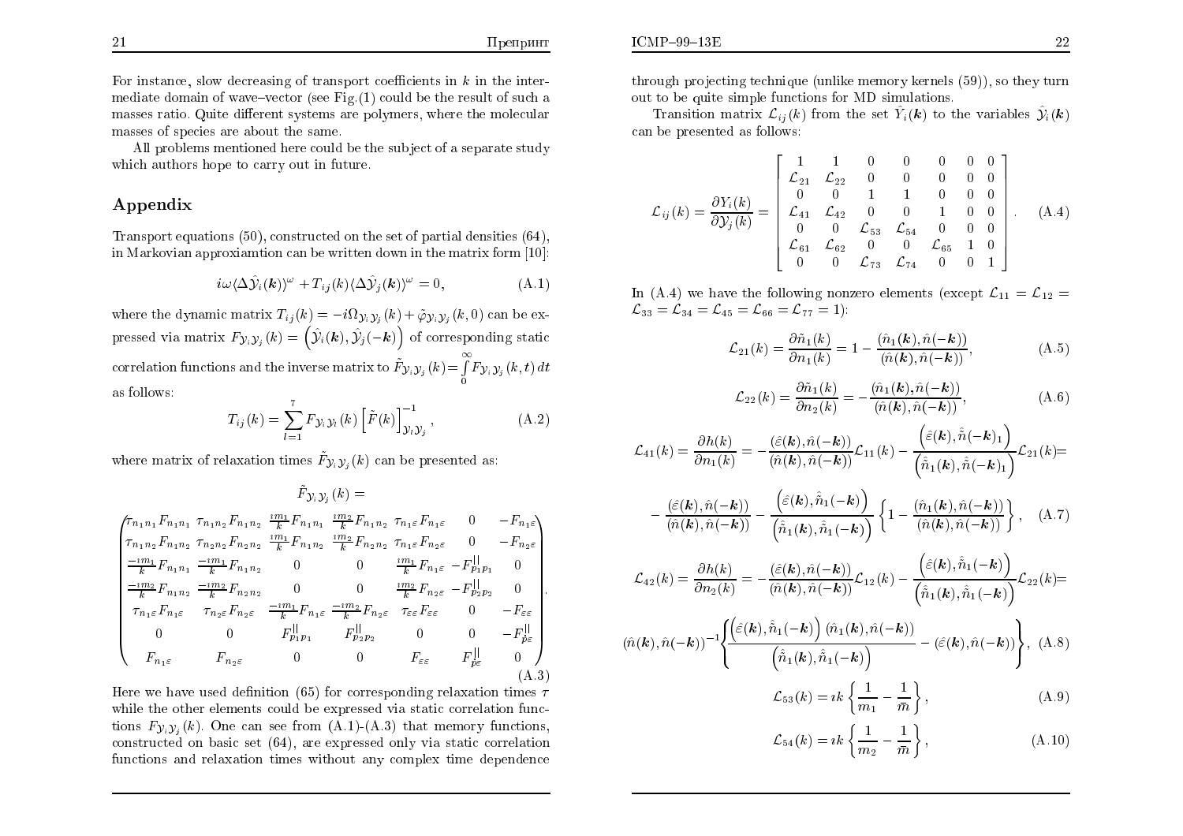For instance, slow decreasing of transport coefficients in $k$ in the intermediate domain of wave–vector (see Fig.(1) could be the result of such a masses ratio. Quite different systems are polymers, where the molecular masses of species are about the same.

All problems mentioned here could be the subject of a separate study which authors hope to carry out in future.

## Appendix

Transport equations (50), constructed on the set of partial densities (64), in Markovian approxiamtion can be written down in the matrix form [10]:

$$i\omega\langle\Delta\hat{\mathcal{Y}}_i(\boldsymbol{k})\rangle^{\omega} + T_{ij}(k)\langle\Delta\hat{\mathcal{Y}}_j(\boldsymbol{k})\rangle^{\omega} = 0, \tag{A.1}$$

where the dynamic matrix $T_{ij}(k) = -i\Omega_{\mathcal{Y}_i\mathcal{Y}_j}(k) + \tilde{\varphi}_{\mathcal{Y}_i\mathcal{Y}_j}(k,0)$ can be expressed via matrix $F_{\mathcal{Y}_i\mathcal{Y}_j}(k) = \left(\hat{\mathcal{Y}}_i(\boldsymbol{k}), \hat{\mathcal{Y}}_j(-\boldsymbol{k})\right)$ of corresponding static correlation functions and the inverse matrix to $\tilde{F}_{\mathcal{Y}_i\mathcal{Y}_j}(k) = \int\limits_0^{\infty} F_{\mathcal{Y}_i\mathcal{Y}_j}(k,t)\,dt$ as follows:

$$T_{ij}(k) = \sum_{l=1}^{7} F_{\mathcal{Y}_i\mathcal{Y}_l}(k)\left[\tilde{F}(k)\right]^{-1}_{\mathcal{Y}_l\mathcal{Y}_j}, \tag{A.2}$$

where matrix of relaxation times $\tilde{F}_{\mathcal{Y}_i\mathcal{Y}_j}(k)$ can be presented as:

$$\tilde{F}_{\mathcal{Y}_i\mathcal{Y}_j}(k) =$$

$$\begin{pmatrix}
\tau_{n_1n_1}F_{n_1n_1} & \tau_{n_1n_2}F_{n_1n_2} & \frac{\imath m_1}{k}F_{n_1n_1} & \frac{\imath m_2}{k}F_{n_1n_2} & \tau_{n_1\varepsilon}F_{n_1\varepsilon} & 0 & -F_{n_1\varepsilon} \\
\tau_{n_1n_2}F_{n_1n_2} & \tau_{n_2n_2}F_{n_2n_2} & \frac{\imath m_1}{k}F_{n_1n_2} & \frac{\imath m_2}{k}F_{n_2n_2} & \tau_{n_1\varepsilon}F_{n_2\varepsilon} & 0 & -F_{n_2\varepsilon} \\
\frac{-\imath m_1}{k}F_{n_1n_1} & \frac{-\imath m_1}{k}F_{n_1n_2} & 0 & 0 & \frac{\imath m_1}{k}F_{n_1\varepsilon} & -F^{||}_{p_1p_1} & 0 \\
\frac{-\imath m_2}{k}F_{n_1n_2} & \frac{-\imath m_2}{k}F_{n_2n_2} & 0 & 0 & \frac{\imath m_2}{k}F_{n_2\varepsilon} & -F^{||}_{p_2p_2} & 0 \\
\tau_{n_1\varepsilon}F_{n_1\varepsilon} & \tau_{n_2\varepsilon}F_{n_2\varepsilon} & \frac{-\imath m_1}{k}F_{n_1\varepsilon} & \frac{-\imath m_2}{k}F_{n_2\varepsilon} & \tau_{\varepsilon\varepsilon}F_{\varepsilon\varepsilon} & 0 & -F_{\varepsilon\varepsilon} \\
0 & 0 & F^{||}_{p_1p_1} & F^{||}_{p_2p_2} & 0 & 0 & -F^{||}_{\dot{p}\varepsilon} \\
F_{n_1\varepsilon} & F_{n_2\varepsilon} & 0 & 0 & F_{\varepsilon\varepsilon} & F^{||}_{\dot{p}\varepsilon} & 0
\end{pmatrix}. \tag{A.3}$$

Here we have used definition (65) for corresponding relaxation times $\tau$ while the other elements could be expressed via static correlation functions $F_{\mathcal{Y}_i\mathcal{Y}_j}(k)$. One can see from (A.1)-(A.3) that memory functions, constructed on basic set (64), are expressed only via static correlation functions and relaxation times without any complex time dependence through projecting technique (unlike memory kernels (59)), so they turn out to be quite simple functions for MD simulations.

Transition matrix $\mathcal{L}_{ij}(k)$ from the set $\hat{Y}_i(\boldsymbol{k})$ to the variables $\hat{\mathcal{Y}}_i(\boldsymbol{k})$ can be presented as follows:

$$\mathcal{L}_{ij}(k) = \frac{\partial Y_i(k)}{\partial \mathcal{Y}_j(k)} = \begin{bmatrix}
1 & 1 & 0 & 0 & 0 & 0 & 0 \\
\mathcal{L}_{21} & \mathcal{L}_{22} & 0 & 0 & 0 & 0 & 0 \\
0 & 0 & 1 & 1 & 0 & 0 & 0 \\
\mathcal{L}_{41} & \mathcal{L}_{42} & 0 & 0 & 1 & 0 & 0 \\
0 & 0 & \mathcal{L}_{53} & \mathcal{L}_{54} & 0 & 0 & 0 \\
\mathcal{L}_{61} & \mathcal{L}_{62} & 0 & 0 & \mathcal{L}_{65} & 1 & 0 \\
0 & 0 & \mathcal{L}_{73} & \mathcal{L}_{74} & 0 & 0 & 1
\end{bmatrix}. \tag{A.4}$$

In (A.4) we have the following nonzero elements (except $\mathcal{L}_{11} = \mathcal{L}_{12} = \mathcal{L}_{33} = \mathcal{L}_{34} = \mathcal{L}_{45} = \mathcal{L}_{66} = \mathcal{L}_{77} = 1$):

$$\mathcal{L}_{21}(k) = \frac{\partial \tilde{n}_1(k)}{\partial n_1(k)} = 1 - \frac{(\hat{n}_1(\boldsymbol{k}), \hat{n}(-\boldsymbol{k}))}{(\hat{n}(\boldsymbol{k}), \hat{n}(-\boldsymbol{k}))}, \tag{A.5}$$

$$\mathcal{L}_{22}(k) = \frac{\partial \tilde{n}_1(k)}{\partial n_2(k)} = -\frac{(\hat{n}_1(\boldsymbol{k}), \hat{n}(-\boldsymbol{k}))}{(\hat{n}(\boldsymbol{k}), \hat{n}(-\boldsymbol{k}))}, \tag{A.6}$$

$$\mathcal{L}_{41}(k) = \frac{\partial h(k)}{\partial n_1(k)} = -\frac{(\hat{\varepsilon}(\boldsymbol{k}), \hat{n}(-\boldsymbol{k}))}{(\hat{n}(\boldsymbol{k}), \hat{n}(-\boldsymbol{k}))}\mathcal{L}_{11}(k) - \frac{\left(\hat{\varepsilon}(\boldsymbol{k}), \hat{\tilde{n}}(-\boldsymbol{k})_1\right)}{\left(\hat{\tilde{n}}_1(\boldsymbol{k}), \hat{\tilde{n}}(-\boldsymbol{k})_1\right)}\mathcal{L}_{21}(k) =$$

$$-\frac{(\hat{\varepsilon}(\boldsymbol{k}), \hat{n}(-\boldsymbol{k}))}{(\hat{n}(\boldsymbol{k}), \hat{n}(-\boldsymbol{k}))} - \frac{\left(\hat{\varepsilon}(\boldsymbol{k}), \hat{\tilde{n}}_1(-\boldsymbol{k})\right)}{\left(\hat{\tilde{n}}_1(\boldsymbol{k}), \hat{\tilde{n}}_1(-\boldsymbol{k})\right)}\left\{1 - \frac{(\hat{n}_1(\boldsymbol{k}), \hat{n}(-\boldsymbol{k}))}{(\hat{n}(\boldsymbol{k}), \hat{n}(-\boldsymbol{k}))}\right\}, \tag{A.7}$$

$$\mathcal{L}_{42}(k) = \frac{\partial h(k)}{\partial n_2(k)} = -\frac{(\hat{\varepsilon}(\boldsymbol{k}), \hat{n}(-\boldsymbol{k}))}{(\hat{n}(\boldsymbol{k}), \hat{n}(-\boldsymbol{k}))}\mathcal{L}_{12}(k) - \frac{\left(\hat{\varepsilon}(\boldsymbol{k}), \hat{\tilde{n}}_1(-\boldsymbol{k})\right)}{\left(\hat{\tilde{n}}_1(\boldsymbol{k}), \hat{\tilde{n}}_1(-\boldsymbol{k})\right)}\mathcal{L}_{22}(k) =$$

$$(\hat{n}(\boldsymbol{k}), \hat{n}(-\boldsymbol{k}))^{-1}\left\{\frac{\left(\hat{\varepsilon}(\boldsymbol{k}), \hat{\tilde{n}}_1(-\boldsymbol{k})\right)(\hat{n}_1(\boldsymbol{k}), \hat{n}(-\boldsymbol{k}))}{\left(\hat{\tilde{n}}_1(\boldsymbol{k}), \hat{\tilde{n}}_1(-\boldsymbol{k})\right)} - (\hat{\varepsilon}(\boldsymbol{k}), \hat{n}(-\boldsymbol{k}))\right\}, \tag{A.8}$$

$$\mathcal{L}_{53}(k) = \imath k\left\{\frac{1}{m_1} - \frac{1}{\bar{m}}\right\}, \tag{A.9}$$

$$\mathcal{L}_{54}(k) = \imath k\left\{\frac{1}{m_2} - \frac{1}{\bar{m}}\right\}, \tag{A.10}$$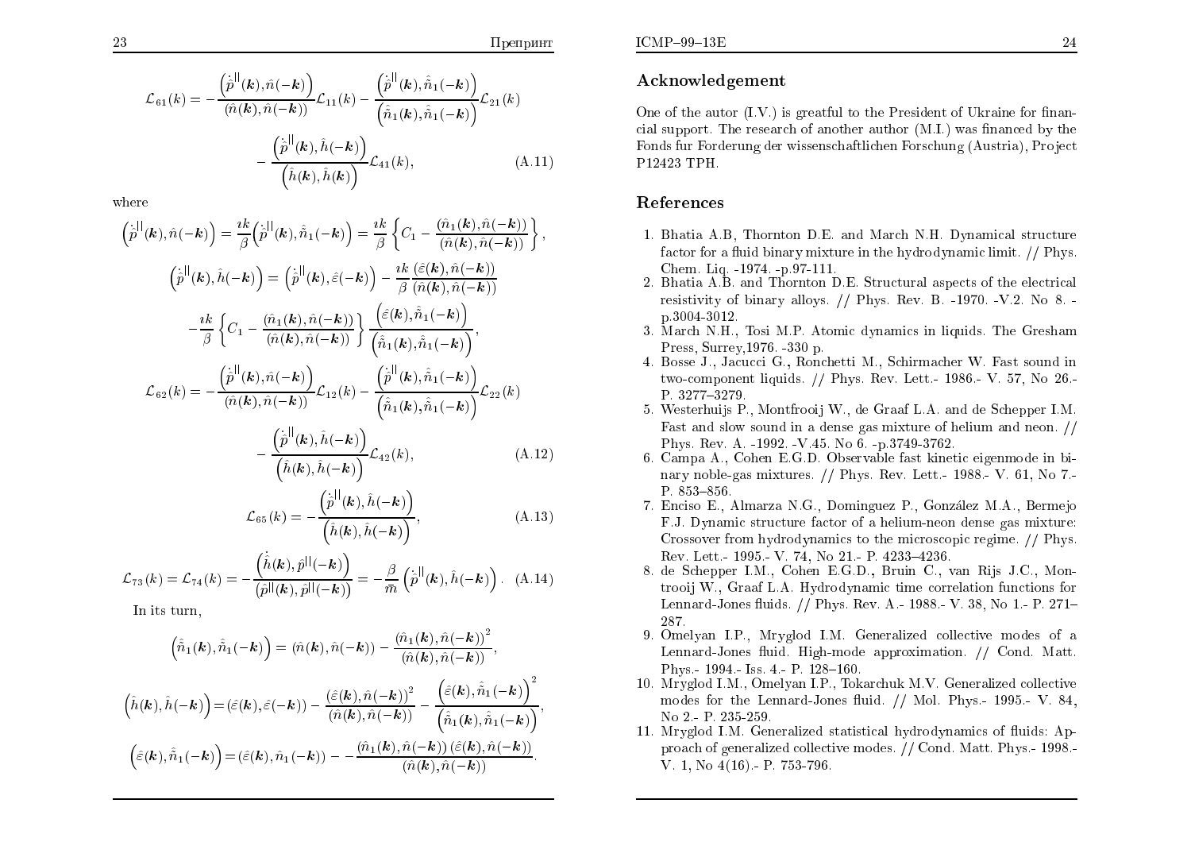$$\mathcal{L}_{61}(k) = -\frac{\left(\dot{\hat{p}}^{||}(\boldsymbol{k}),\hat{n}(-\boldsymbol{k})\right)}{(\hat{n}(\boldsymbol{k}),\hat{n}(-\boldsymbol{k}))}\mathcal{L}_{11}(k) - \frac{\left(\dot{\hat{p}}^{||}(\boldsymbol{k}),\hat{\tilde{n}}_1(-\boldsymbol{k})\right)}{\left(\hat{\tilde{n}}_1(\boldsymbol{k}),\hat{\tilde{n}}_1(-\boldsymbol{k})\right)}\mathcal{L}_{21}(k)$$
$$- \frac{\left(\dot{\hat{p}}^{||}(\boldsymbol{k}),\hat{h}(-\boldsymbol{k})\right)}{\left(\hat{h}(\boldsymbol{k}),\hat{h}(\boldsymbol{k})\right)}\mathcal{L}_{41}(k), \tag{A.11}$$

where

$$\left(\dot{\hat{p}}^{||}(\boldsymbol{k}),\hat{n}(-\boldsymbol{k})\right) = \frac{\imath k}{\beta}\left(\dot{\hat{p}}^{||}(\boldsymbol{k}),\hat{\tilde{n}}_1(-\boldsymbol{k})\right) = \frac{\imath k}{\beta}\left\{C_1 - \frac{(\hat{n}_1(\boldsymbol{k}),\hat{n}(-\boldsymbol{k}))}{(\hat{n}(\boldsymbol{k}),\hat{n}(-\boldsymbol{k}))}\right\},$$

$$\left(\dot{\hat{p}}^{||}(\boldsymbol{k}),\hat{h}(-\boldsymbol{k})\right) = \left(\dot{\hat{p}}^{||}(\boldsymbol{k}),\hat{\varepsilon}(-\boldsymbol{k})\right) - \frac{\imath k}{\beta}\frac{(\hat{\varepsilon}(\boldsymbol{k}),\hat{n}(-\boldsymbol{k}))}{(\hat{n}(\boldsymbol{k}),\hat{n}(-\boldsymbol{k}))}$$
$$-\frac{\imath k}{\beta}\left\{C_1 - \frac{(\hat{n}_1(\boldsymbol{k}),\hat{n}(-\boldsymbol{k}))}{(\hat{n}(\boldsymbol{k}),\hat{n}(-\boldsymbol{k}))}\right\}\frac{\left(\hat{\varepsilon}(\boldsymbol{k}),\hat{\tilde{n}}_1(-\boldsymbol{k})\right)}{\left(\hat{\tilde{n}}_1(\boldsymbol{k}),\hat{\tilde{n}}_1(-\boldsymbol{k})\right)},$$

$$\mathcal{L}_{62}(k) = -\frac{\left(\dot{\hat{p}}^{||}(\boldsymbol{k}),\hat{n}(-\boldsymbol{k})\right)}{(\hat{n}(\boldsymbol{k}),\hat{n}(-\boldsymbol{k}))}\mathcal{L}_{12}(k) - \frac{\left(\dot{\hat{p}}^{||}(\boldsymbol{k}),\hat{\tilde{n}}_1(-\boldsymbol{k})\right)}{\left(\hat{\tilde{n}}_1(\boldsymbol{k}),\hat{\tilde{n}}_1(-\boldsymbol{k})\right)}\mathcal{L}_{22}(k)$$
$$- \frac{\left(\dot{\hat{p}}^{||}(\boldsymbol{k}),\hat{h}(-\boldsymbol{k})\right)}{\left(\hat{h}(\boldsymbol{k}),\hat{h}(-\boldsymbol{k})\right)}\mathcal{L}_{42}(k), \tag{A.12}$$

$$\mathcal{L}_{65}(k) = -\frac{\left(\dot{\hat{p}}^{||}(\boldsymbol{k}),\hat{h}(-\boldsymbol{k})\right)}{\left(\hat{h}(\boldsymbol{k}),\hat{h}(-\boldsymbol{k})\right)}, \tag{A.13}$$

$$\mathcal{L}_{73}(k) = \mathcal{L}_{74}(k) = -\frac{\left(\dot{\hat{h}}(\boldsymbol{k}),\hat{p}^{||}(-\boldsymbol{k})\right)}{\left(\hat{p}^{||}(\boldsymbol{k}),\hat{p}^{||}(-\boldsymbol{k})\right)} = -\frac{\beta}{m}\left(\dot{\hat{p}}^{||}(\boldsymbol{k}),\hat{h}(-\boldsymbol{k})\right). \tag{A.14}$$

In its turn,

$$\left(\hat{\tilde{n}}_1(\boldsymbol{k}),\hat{\tilde{n}}_1(-\boldsymbol{k})\right) = (\hat{n}(\boldsymbol{k}),\hat{n}(-\boldsymbol{k})) - \frac{(\hat{n}_1(\boldsymbol{k}),\hat{n}(-\boldsymbol{k}))^2}{(\hat{n}(\boldsymbol{k}),\hat{n}(-\boldsymbol{k}))},$$

$$\left(\hat{h}(\boldsymbol{k}),\hat{h}(-\boldsymbol{k})\right) = (\hat{\varepsilon}(\boldsymbol{k}),\hat{\varepsilon}(-\boldsymbol{k})) - \frac{(\hat{\varepsilon}(\boldsymbol{k}),\hat{n}(-\boldsymbol{k}))^2}{(\hat{n}(\boldsymbol{k}),\hat{n}(-\boldsymbol{k}))} - \frac{\left(\hat{\varepsilon}(\boldsymbol{k}),\hat{\tilde{n}}_1(-\boldsymbol{k})\right)^2}{\left(\hat{\tilde{n}}_1(\boldsymbol{k}),\hat{\tilde{n}}_1(-\boldsymbol{k})\right)},$$

$$\left(\hat{\varepsilon}(\boldsymbol{k}),\hat{\tilde{n}}_1(-\boldsymbol{k})\right) = (\hat{\varepsilon}(\boldsymbol{k}),\hat{n}_1(-\boldsymbol{k})) - -\frac{(\hat{n}_1(\boldsymbol{k}),\hat{n}(-\boldsymbol{k}))\,(\hat{\varepsilon}(\boldsymbol{k}),\hat{n}(-\boldsymbol{k}))}{(\hat{n}(\boldsymbol{k}),\hat{n}(-\boldsymbol{k}))}.$$

## Acknowledgement

One of the autor (I.V.) is greatful to the President of Ukraine for financial support. The research of another author (M.I.) was financed by the Fonds fur Forderung der wissenschaftlichen Forschung (Austria), Project P12423 TPH.

## References

1. Bhatia A.B, Thornton D.E. and March N.H. Dynamical structure factor for a fluid binary mixture in the hydrodynamic limit. // Phys. Chem. Liq. -1974. -p.97-111.
2. Bhatia A.B. and Thornton D.E. Structural aspects of the electrical resistivity of binary alloys. // Phys. Rev. B. -1970. -V.2. No 8. -p.3004-3012.
3. March N.H., Tosi M.P. Atomic dynamics in liquids. The Gresham Press, Surrey,1976. -330 p.
4. Bosse J., Jacucci G., Ronchetti M., Schirmacher W. Fast sound in two-component liquids. // Phys. Rev. Lett.- 1986.- V. 57, No 26.- P. 3277–3279.
5. Westerhuijs P., Montfrooij W., de Graaf L.A. and de Schepper I.M. Fast and slow sound in a dense gas mixture of helium and neon. // Phys. Rev. A. -1992. -V.45. No 6. -p.3749-3762.
6. Campa A., Cohen E.G.D. Observable fast kinetic eigenmode in binary noble-gas mixtures. // Phys. Rev. Lett.- 1988.- V. 61, No 7.- P. 853–856.
7. Enciso E., Almarza N.G., Dominguez P., González M.A., Bermejo F.J. Dynamic structure factor of a helium-neon dense gas mixture: Crossover from hydrodynamics to the microscopic regime. // Phys. Rev. Lett.- 1995.- V. 74, No 21.- P. 4233–4236.
8. de Schepper I.M., Cohen E.G.D., Bruin C., van Rijs J.C., Montrooij W., Graaf L.A. Hydrodynamic time correlation functions for Lennard-Jones fluids. // Phys. Rev. A.- 1988.- V. 38, No 1.- P. 271–287.
9. Omelyan I.P., Mryglod I.M. Generalized collective modes of a Lennard-Jones fluid. High-mode approximation. // Cond. Matt. Phys.- 1994.- Iss. 4.- P. 128–160.
10. Mryglod I.M., Omelyan I.P., Tokarchuk M.V. Generalized collective modes for the Lennard-Jones fluid. // Mol. Phys.- 1995.- V. 84, No 2.- P. 235-259.
11. Mryglod I.M. Generalized statistical hydrodynamics of fluids: Approach of generalized collective modes. // Cond. Matt. Phys.- 1998.- V. 1, No 4(16).- P. 753-796.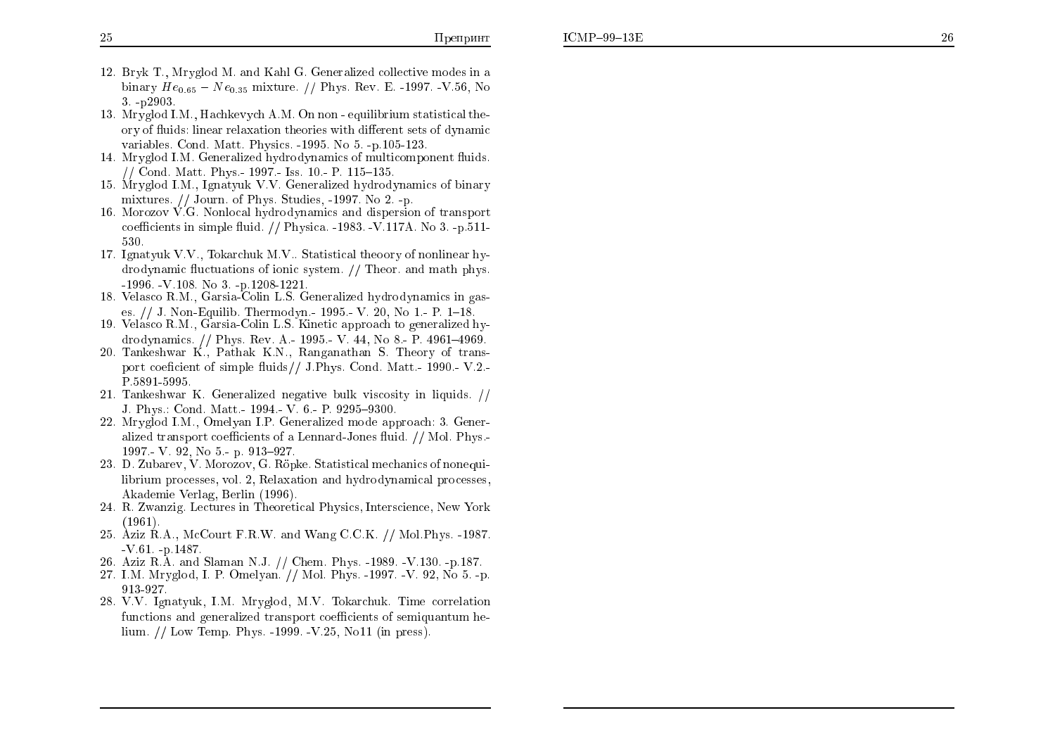12. Bryk T., Mryglod M. and Kahl G. Generalized collective modes in a binary $He_{0.65} - Ne_{0.35}$ mixture. // Phys. Rev. E. -1997. -V.56, No 3. -p2903.
13. Mryglod I.M., Hachkevych A.M. On non - equilibrium statistical theory of fluids: linear relaxation theories with different sets of dynamic variables. Cond. Matt. Physics. -1995. No 5. -p.105-123.
14. Mryglod I.M. Generalized hydrodynamics of multicomponent fluids. // Cond. Matt. Phys.- 1997.- Iss. 10.- P. 115–135.
15. Mryglod I.M., Ignatyuk V.V. Generalized hydrodynamics of binary mixtures. // Journ. of Phys. Studies, -1997. No 2. -p.
16. Morozov V.G. Nonlocal hydrodynamics and dispersion of transport coefficients in simple fluid. // Physica. -1983. -V.117A. No 3. -p.511-530.
17. Ignatyuk V.V., Tokarchuk M.V.. Statistical theoory of nonlinear hydrodynamic fluctuations of ionic system. // Theor. and math phys. -1996. -V.108. No 3. -p.1208-1221.
18. Velasco R.M., Garsia-Colin L.S. Generalized hydrodynamics in gases. // J. Non-Equilib. Thermodyn.- 1995.- V. 20, No 1.- P. 1–18.
19. Velasco R.M., Garsia-Colin L.S. Kinetic approach to generalized hydrodynamics. // Phys. Rev. A.- 1995.- V. 44, No 8.- P. 4961–4969.
20. Tankeshwar K., Pathak K.N., Ranganathan S. Theory of transport coeficient of simple fluids// J.Phys. Cond. Matt.- 1990.- V.2.- P.5891-5995.
21. Tankeshwar K. Generalized negative bulk viscosity in liquids. // J. Phys.: Cond. Matt.- 1994.- V. 6.- P. 9295–9300.
22. Mryglod I.M., Omelyan I.P. Generalized mode approach: 3. Generalized transport coefficients of a Lennard-Jones fluid. // Mol. Phys.- 1997.- V. 92, No 5.- p. 913–927.
23. D. Zubarev, V. Morozov, G. Röpke. Statistical mechanics of nonequilibrium processes, vol. 2, Relaxation and hydrodynamical processes, Akademie Verlag, Berlin (1996).
24. R. Zwanzig. Lectures in Theoretical Physics, Interscience, New York (1961).
25. Aziz R.A., McCourt F.R.W. and Wang C.C.K. // Mol.Phys. -1987. -V.61. -p.1487.
26. Aziz R.A. and Slaman N.J. // Chem. Phys. -1989. -V.130. -p.187.
27. I.M. Mryglod, I. P. Omelyan. // Mol. Phys. -1997. -V. 92, No 5. -p. 913-927.
28. V.V. Ignatyuk, I.M. Mryglod, M.V. Tokarchuk. Time correlation functions and generalized transport coefficients of semiquantum helium. // Low Temp. Phys. -1999. -V.25, No11 (in press).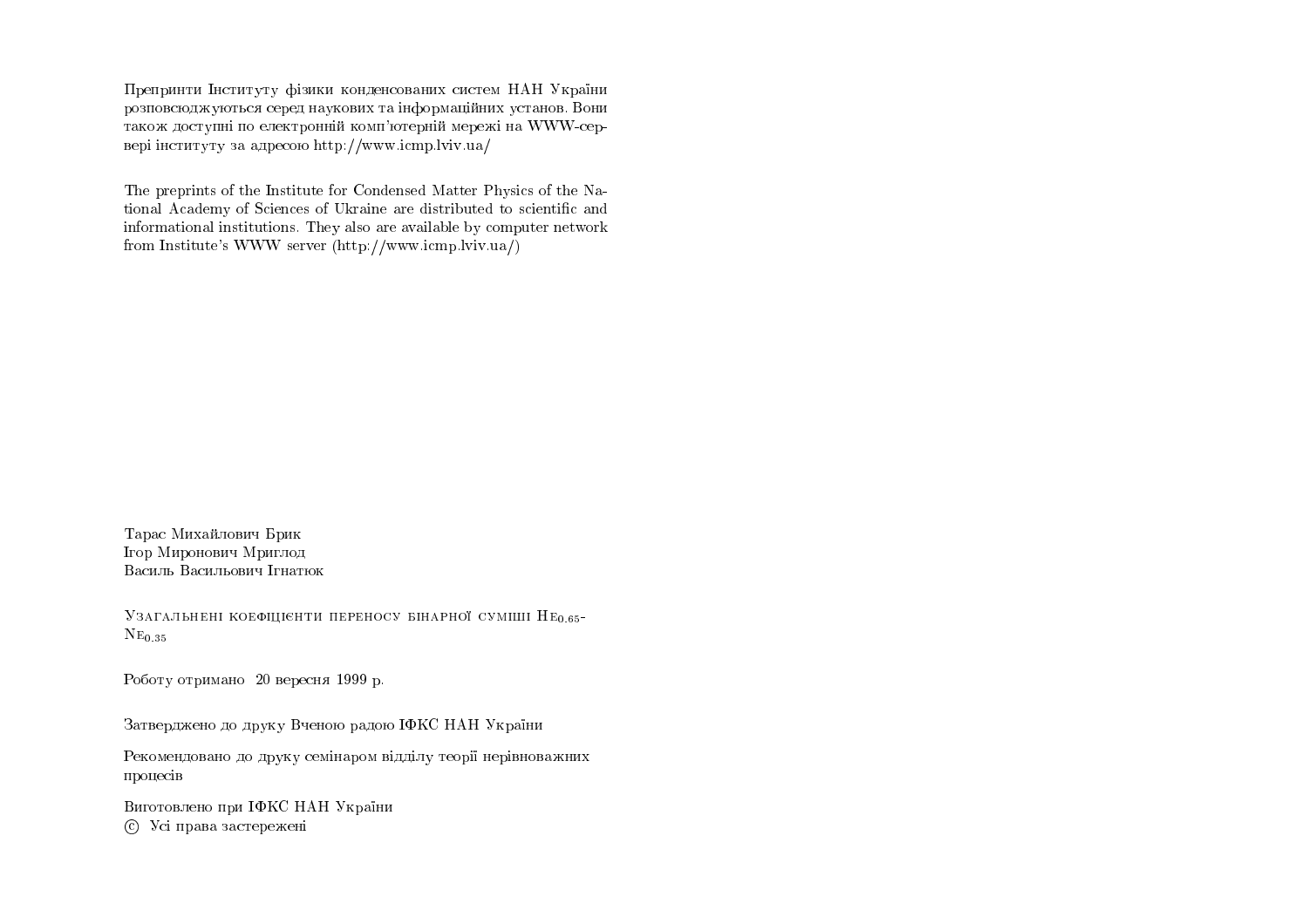Препринти Інституту фізики конденсованих систем НАН України розповсюджуються серед наукових та інформаційних установ. Вони також доступні по електронній комп'ютерній мережі на WWW-сервері інституту за адресою http://www.icmp.lviv.ua/

The preprints of the Institute for Condensed Matter Physics of the National Academy of Sciences of Ukraine are distributed to scientific and informational institutions. They also are available by computer network from Institute's WWW server (http://www.icmp.lviv.ua/)

Тарас Михайлович Брик
Ігор Миронович Мриглод
Василь Васильович Ігнатюк

Узагальнені коефіцієнти переносу бінарної суміші $He_{0.65}$-$Ne_{0.35}$

Роботу отримано 20 вересня 1999 р.

Затверджено до друку Вченою радою ІФКС НАН України

Рекомендовано до друку семінаром відділу теорії нерівноважних процесів

Виготовлено при ІФКС НАН України
© Усі права застережені